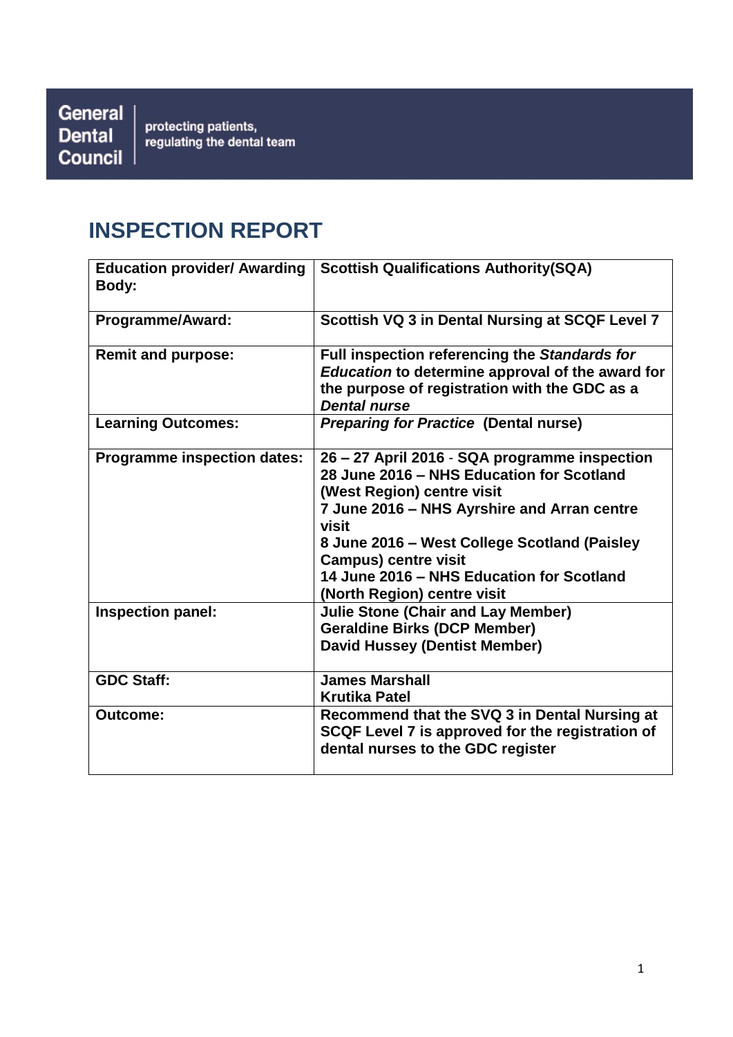General Dental Council | protecting patients, regulating the dental team

# INSPECTION REPORT

| | |
|---|---|
| **Education provider/ Awarding Body:** | **Scottish Qualifications Authority(SQA)** |
| **Programme/Award:** | **Scottish VQ 3 in Dental Nursing at SCQF Level 7** |
| **Remit and purpose:** | **Full inspection referencing the *Standards for Education* to determine approval of the award for the purpose of registration with the GDC as a *Dental nurse*** |
| **Learning Outcomes:** | ***Preparing for Practice* (Dental nurse)** |
| **Programme inspection dates:** | **26 – 27 April 2016 - SQA programme inspection**<br>**28 June 2016 – NHS Education for Scotland (West Region) centre visit**<br>**7 June 2016 – NHS Ayrshire and Arran centre visit**<br>**8 June 2016 – West College Scotland (Paisley Campus) centre visit**<br>**14 June 2016 – NHS Education for Scotland (North Region) centre visit** |
| **Inspection panel:** | **Julie Stone (Chair and Lay Member)**<br>**Geraldine Birks (DCP Member)**<br>**David Hussey (Dentist Member)** |
| **GDC Staff:** | **James Marshall**<br>**Krutika Patel** |
| **Outcome:** | **Recommend that the SVQ 3 in Dental Nursing at SCQF Level 7 is approved for the registration of dental nurses to the GDC register** |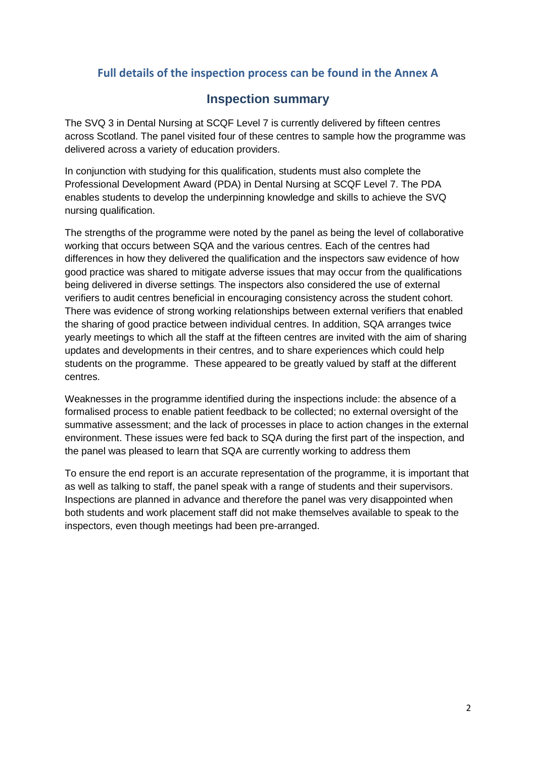**Full details of the inspection process can be found in the Annex A**

## Inspection summary

The SVQ 3 in Dental Nursing at SCQF Level 7 is currently delivered by fifteen centres across Scotland. The panel visited four of these centres to sample how the programme was delivered across a variety of education providers.

In conjunction with studying for this qualification, students must also complete the Professional Development Award (PDA) in Dental Nursing at SCQF Level 7. The PDA enables students to develop the underpinning knowledge and skills to achieve the SVQ nursing qualification.

The strengths of the programme were noted by the panel as being the level of collaborative working that occurs between SQA and the various centres. Each of the centres had differences in how they delivered the qualification and the inspectors saw evidence of how good practice was shared to mitigate adverse issues that may occur from the qualifications being delivered in diverse settings. The inspectors also considered the use of external verifiers to audit centres beneficial in encouraging consistency across the student cohort. There was evidence of strong working relationships between external verifiers that enabled the sharing of good practice between individual centres. In addition, SQA arranges twice yearly meetings to which all the staff at the fifteen centres are invited with the aim of sharing updates and developments in their centres, and to share experiences which could help students on the programme. These appeared to be greatly valued by staff at the different centres.

Weaknesses in the programme identified during the inspections include: the absence of a formalised process to enable patient feedback to be collected; no external oversight of the summative assessment; and the lack of processes in place to action changes in the external environment. These issues were fed back to SQA during the first part of the inspection, and the panel was pleased to learn that SQA are currently working to address them

To ensure the end report is an accurate representation of the programme, it is important that as well as talking to staff, the panel speak with a range of students and their supervisors. Inspections are planned in advance and therefore the panel was very disappointed when both students and work placement staff did not make themselves available to speak to the inspectors, even though meetings had been pre-arranged.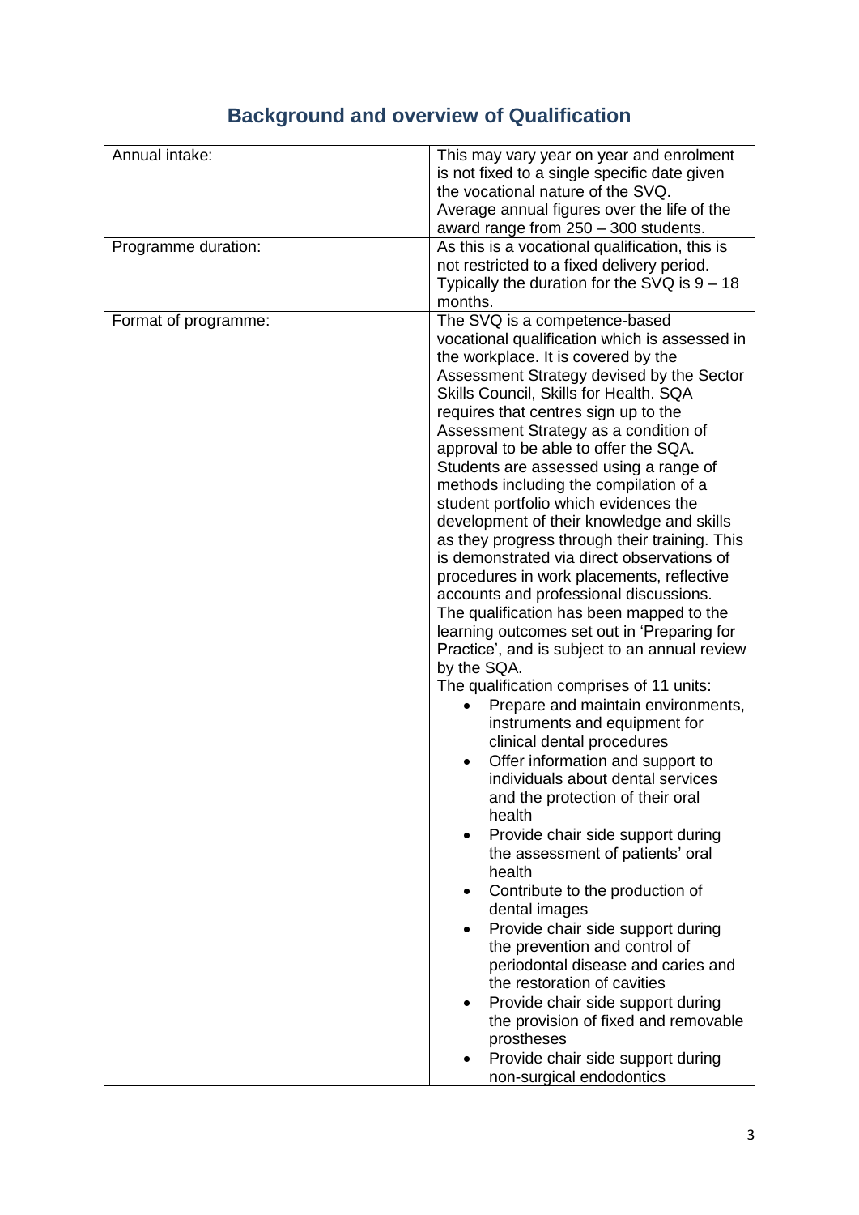## Background and overview of Qualification

| | |
|---|---|
| Annual intake: | This may vary year on year and enrolment is not fixed to a single specific date given the vocational nature of the SVQ. Average annual figures over the life of the award range from 250 – 300 students. |
| Programme duration: | As this is a vocational qualification, this is not restricted to a fixed delivery period. Typically the duration for the SVQ is 9 – 18 months. |
| Format of programme: | The SVQ is a competence-based vocational qualification which is assessed in the workplace. It is covered by the Assessment Strategy devised by the Sector Skills Council, Skills for Health. SQA requires that centres sign up to the Assessment Strategy as a condition of approval to be able to offer the SQA. Students are assessed using a range of methods including the compilation of a student portfolio which evidences the development of their knowledge and skills as they progress through their training. This is demonstrated via direct observations of procedures in work placements, reflective accounts and professional discussions. The qualification has been mapped to the learning outcomes set out in 'Preparing for Practice', and is subject to an annual review by the SQA. The qualification comprises of 11 units: <br>• Prepare and maintain environments, instruments and equipment for clinical dental procedures <br>• Offer information and support to individuals about dental services and the protection of their oral health <br>• Provide chair side support during the assessment of patients' oral health <br>• Contribute to the production of dental images <br>• Provide chair side support during the prevention and control of periodontal disease and caries and the restoration of cavities <br>• Provide chair side support during the provision of fixed and removable prostheses <br>• Provide chair side support during non-surgical endodontics |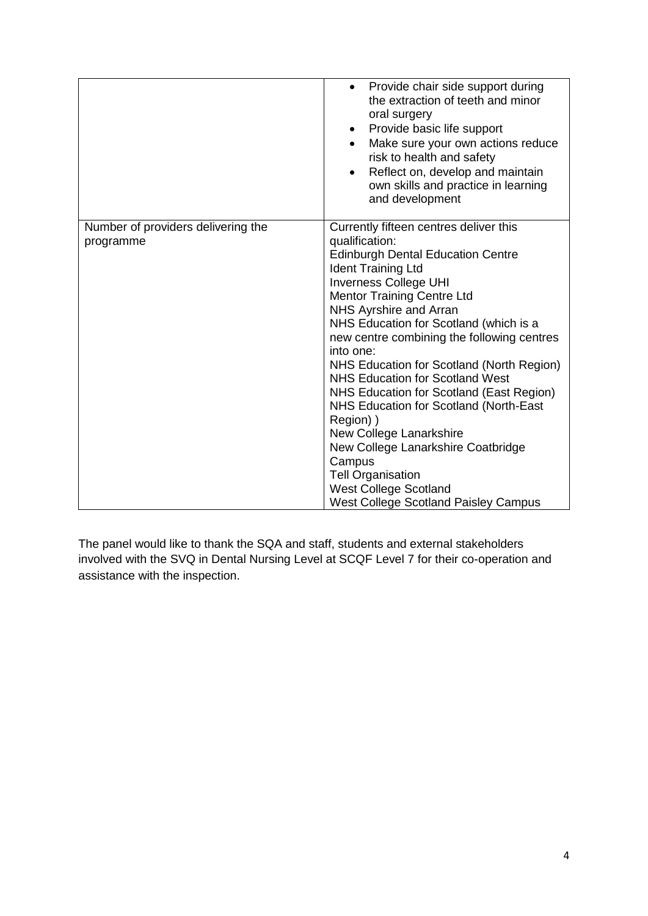| | |
|---|---|
| | <ul><li>Provide chair side support during the extraction of teeth and minor oral surgery</li><li>Provide basic life support</li><li>Make sure your own actions reduce risk to health and safety</li><li>Reflect on, develop and maintain own skills and practice in learning and development</li></ul> |
| Number of providers delivering the programme | Currently fifteen centres deliver this qualification:<br>Edinburgh Dental Education Centre<br>Ident Training Ltd<br>Inverness College UHI<br>Mentor Training Centre Ltd<br>NHS Ayrshire and Arran<br>NHS Education for Scotland (which is a new centre combining the following centres into one:<br>NHS Education for Scotland (North Region)<br>NHS Education for Scotland West<br>NHS Education for Scotland (East Region)<br>NHS Education for Scotland (North-East Region) )<br>New College Lanarkshire<br>New College Lanarkshire Coatbridge Campus<br>Tell Organisation<br>West College Scotland<br>West College Scotland Paisley Campus |

The panel would like to thank the SQA and staff, students and external stakeholders involved with the SVQ in Dental Nursing Level at SCQF Level 7 for their co-operation and assistance with the inspection.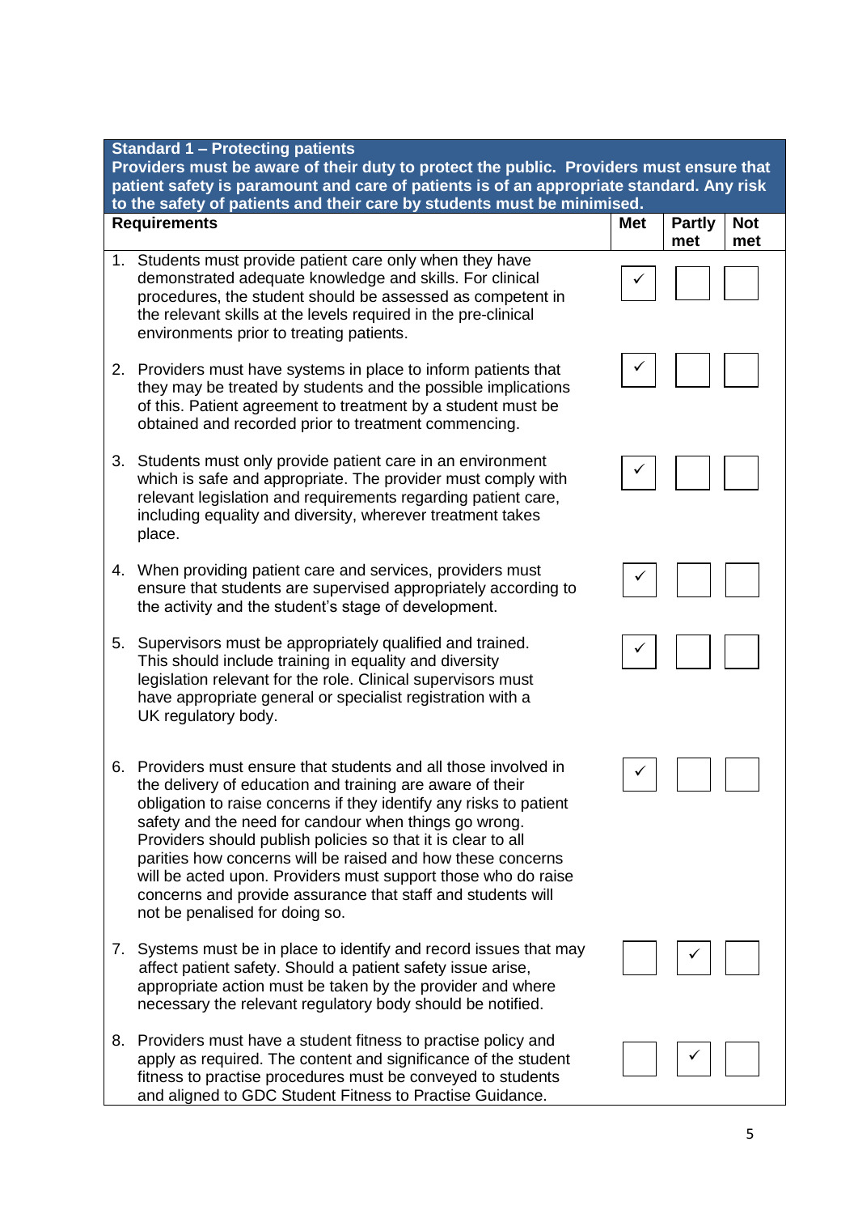| **Standard 1 – Protecting patients**<br>**Providers must be aware of their duty to protect the public. Providers must ensure that patient safety is paramount and care of patients is of an appropriate standard. Any risk to the safety of patients and their care by students must be minimised.** | | | |
|---|---|---|---|
| **Requirements** | **Met** | **Partly met** | **Not met** |
| 1. Students must provide patient care only when they have demonstrated adequate knowledge and skills. For clinical procedures, the student should be assessed as competent in the relevant skills at the levels required in the pre-clinical environments prior to treating patients. | ✓ | | |
| 2. Providers must have systems in place to inform patients that they may be treated by students and the possible implications of this. Patient agreement to treatment by a student must be obtained and recorded prior to treatment commencing. | ✓ | | |
| 3. Students must only provide patient care in an environment which is safe and appropriate. The provider must comply with relevant legislation and requirements regarding patient care, including equality and diversity, wherever treatment takes place. | ✓ | | |
| 4. When providing patient care and services, providers must ensure that students are supervised appropriately according to the activity and the student's stage of development. | ✓ | | |
| 5. Supervisors must be appropriately qualified and trained. This should include training in equality and diversity legislation relevant for the role. Clinical supervisors must have appropriate general or specialist registration with a UK regulatory body. | ✓ | | |
| 6. Providers must ensure that students and all those involved in the delivery of education and training are aware of their obligation to raise concerns if they identify any risks to patient safety and the need for candour when things go wrong. Providers should publish policies so that it is clear to all parities how concerns will be raised and how these concerns will be acted upon. Providers must support those who do raise concerns and provide assurance that staff and students will not be penalised for doing so. | ✓ | | |
| 7. Systems must be in place to identify and record issues that may affect patient safety. Should a patient safety issue arise, appropriate action must be taken by the provider and where necessary the relevant regulatory body should be notified. | | ✓ | |
| 8. Providers must have a student fitness to practise policy and apply as required. The content and significance of the student fitness to practise procedures must be conveyed to students and aligned to GDC Student Fitness to Practise Guidance. | | ✓ | |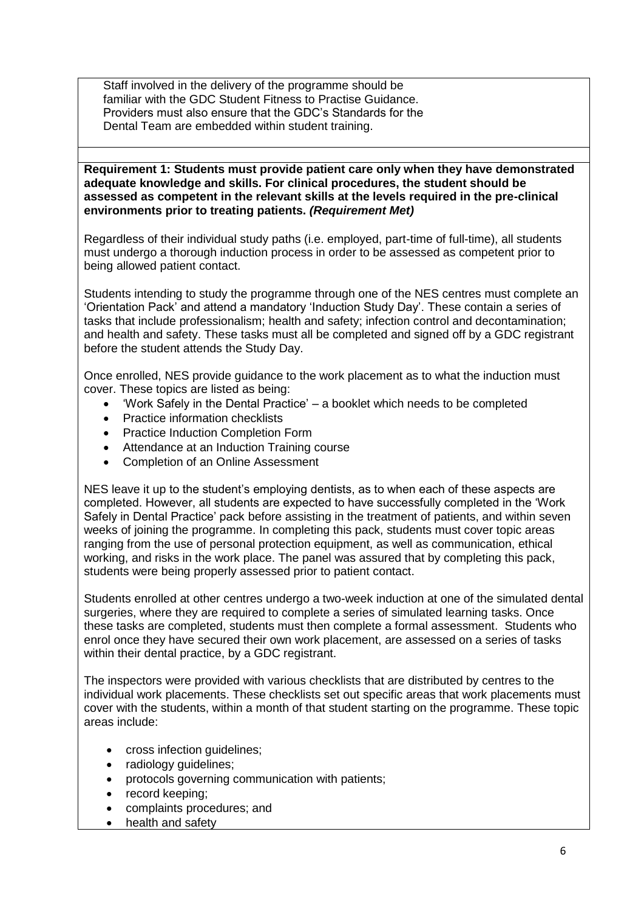Staff involved in the delivery of the programme should be familiar with the GDC Student Fitness to Practise Guidance. Providers must also ensure that the GDC's Standards for the Dental Team are embedded within student training.

**Requirement 1: Students must provide patient care only when they have demonstrated adequate knowledge and skills. For clinical procedures, the student should be assessed as competent in the relevant skills at the levels required in the pre-clinical environments prior to treating patients. *(Requirement Met)***

Regardless of their individual study paths (i.e. employed, part-time of full-time), all students must undergo a thorough induction process in order to be assessed as competent prior to being allowed patient contact.

Students intending to study the programme through one of the NES centres must complete an 'Orientation Pack' and attend a mandatory 'Induction Study Day'. These contain a series of tasks that include professionalism; health and safety; infection control and decontamination; and health and safety. These tasks must all be completed and signed off by a GDC registrant before the student attends the Study Day.

Once enrolled, NES provide guidance to the work placement as to what the induction must cover. These topics are listed as being:

- 'Work Safely in the Dental Practice' – a booklet which needs to be completed
- Practice information checklists
- Practice Induction Completion Form
- Attendance at an Induction Training course
- Completion of an Online Assessment

NES leave it up to the student's employing dentists, as to when each of these aspects are completed. However, all students are expected to have successfully completed in the 'Work Safely in Dental Practice' pack before assisting in the treatment of patients, and within seven weeks of joining the programme. In completing this pack, students must cover topic areas ranging from the use of personal protection equipment, as well as communication, ethical working, and risks in the work place. The panel was assured that by completing this pack, students were being properly assessed prior to patient contact.

Students enrolled at other centres undergo a two-week induction at one of the simulated dental surgeries, where they are required to complete a series of simulated learning tasks. Once these tasks are completed, students must then complete a formal assessment. Students who enrol once they have secured their own work placement, are assessed on a series of tasks within their dental practice, by a GDC registrant.

The inspectors were provided with various checklists that are distributed by centres to the individual work placements. These checklists set out specific areas that work placements must cover with the students, within a month of that student starting on the programme. These topic areas include:

- cross infection guidelines;
- radiology guidelines;
- protocols governing communication with patients;
- record keeping;
- complaints procedures; and
- health and safety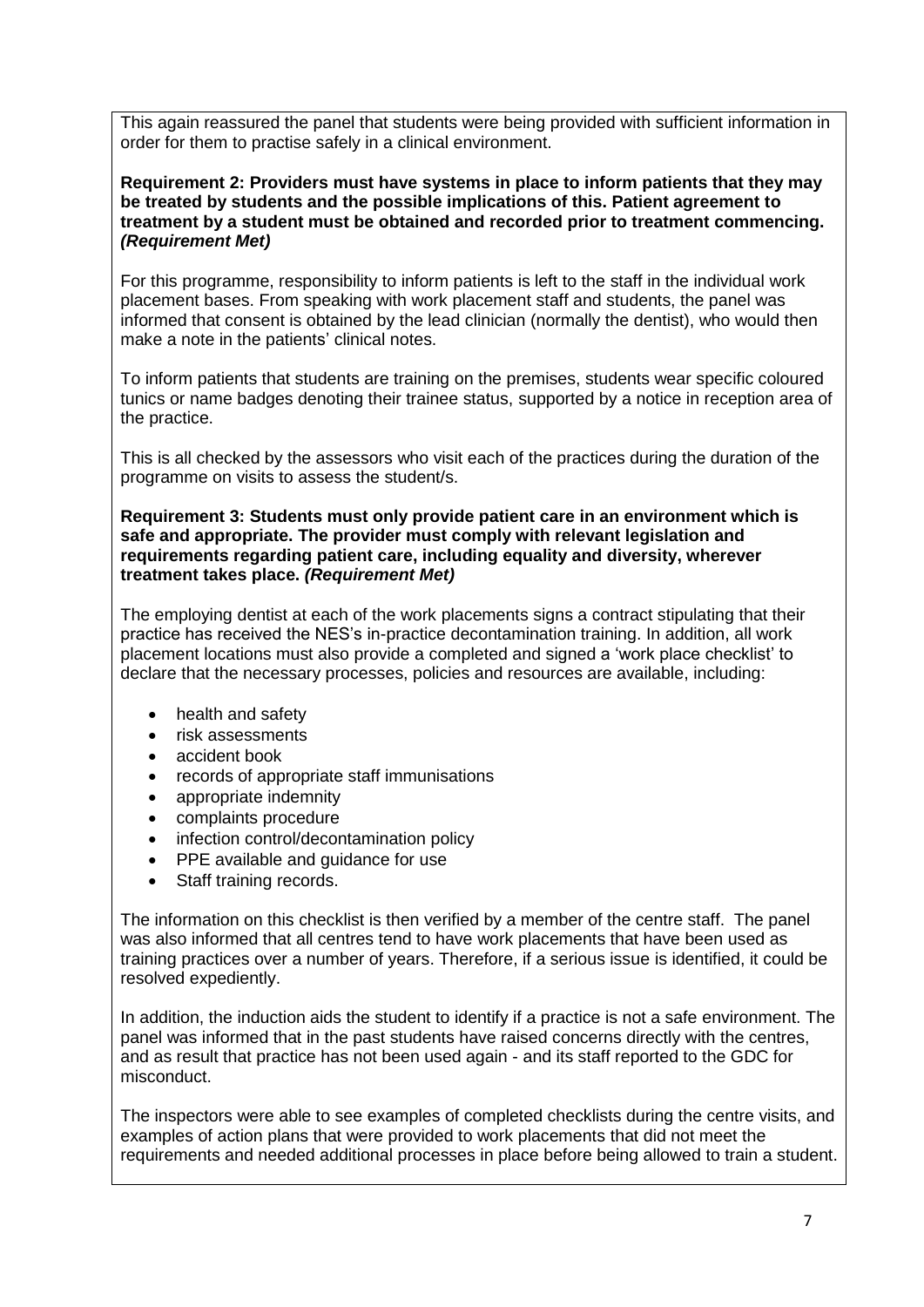This again reassured the panel that students were being provided with sufficient information in order for them to practise safely in a clinical environment.

**Requirement 2: Providers must have systems in place to inform patients that they may be treated by students and the possible implications of this. Patient agreement to treatment by a student must be obtained and recorded prior to treatment commencing. *(Requirement Met)***

For this programme, responsibility to inform patients is left to the staff in the individual work placement bases. From speaking with work placement staff and students, the panel was informed that consent is obtained by the lead clinician (normally the dentist), who would then make a note in the patients' clinical notes.

To inform patients that students are training on the premises, students wear specific coloured tunics or name badges denoting their trainee status, supported by a notice in reception area of the practice.

This is all checked by the assessors who visit each of the practices during the duration of the programme on visits to assess the student/s.

**Requirement 3: Students must only provide patient care in an environment which is safe and appropriate. The provider must comply with relevant legislation and requirements regarding patient care, including equality and diversity, wherever treatment takes place. *(Requirement Met)***

The employing dentist at each of the work placements signs a contract stipulating that their practice has received the NES's in-practice decontamination training. In addition, all work placement locations must also provide a completed and signed a 'work place checklist' to declare that the necessary processes, policies and resources are available, including:

- health and safety
- risk assessments
- accident book
- records of appropriate staff immunisations
- appropriate indemnity
- complaints procedure
- infection control/decontamination policy
- PPE available and guidance for use
- Staff training records.

The information on this checklist is then verified by a member of the centre staff. The panel was also informed that all centres tend to have work placements that have been used as training practices over a number of years. Therefore, if a serious issue is identified, it could be resolved expediently.

In addition, the induction aids the student to identify if a practice is not a safe environment. The panel was informed that in the past students have raised concerns directly with the centres, and as result that practice has not been used again - and its staff reported to the GDC for misconduct.

The inspectors were able to see examples of completed checklists during the centre visits, and examples of action plans that were provided to work placements that did not meet the requirements and needed additional processes in place before being allowed to train a student.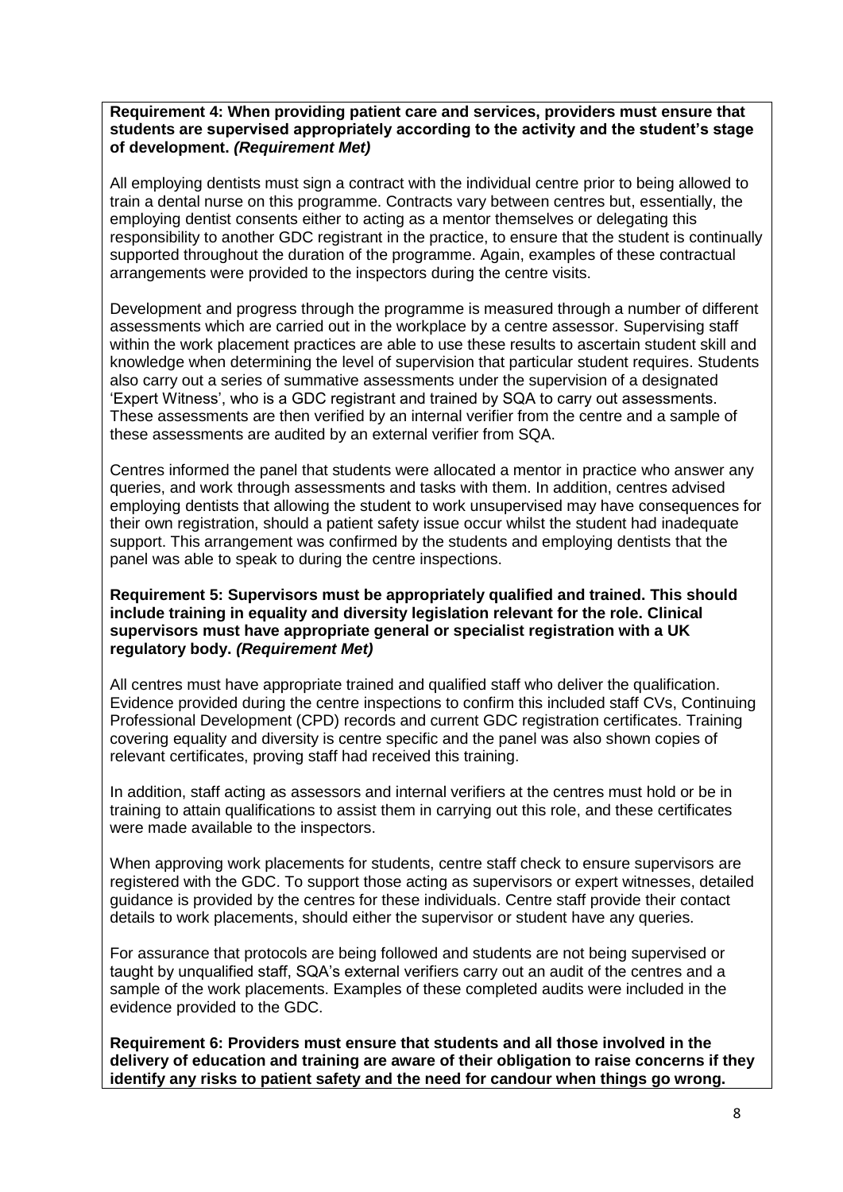**Requirement 4: When providing patient care and services, providers must ensure that students are supervised appropriately according to the activity and the student's stage of development.** ***(Requirement Met)***

All employing dentists must sign a contract with the individual centre prior to being allowed to train a dental nurse on this programme. Contracts vary between centres but, essentially, the employing dentist consents either to acting as a mentor themselves or delegating this responsibility to another GDC registrant in the practice, to ensure that the student is continually supported throughout the duration of the programme. Again, examples of these contractual arrangements were provided to the inspectors during the centre visits.

Development and progress through the programme is measured through a number of different assessments which are carried out in the workplace by a centre assessor. Supervising staff within the work placement practices are able to use these results to ascertain student skill and knowledge when determining the level of supervision that particular student requires. Students also carry out a series of summative assessments under the supervision of a designated 'Expert Witness', who is a GDC registrant and trained by SQA to carry out assessments. These assessments are then verified by an internal verifier from the centre and a sample of these assessments are audited by an external verifier from SQA.

Centres informed the panel that students were allocated a mentor in practice who answer any queries, and work through assessments and tasks with them. In addition, centres advised employing dentists that allowing the student to work unsupervised may have consequences for their own registration, should a patient safety issue occur whilst the student had inadequate support. This arrangement was confirmed by the students and employing dentists that the panel was able to speak to during the centre inspections.

**Requirement 5: Supervisors must be appropriately qualified and trained. This should include training in equality and diversity legislation relevant for the role. Clinical supervisors must have appropriate general or specialist registration with a UK regulatory body.** ***(Requirement Met)***

All centres must have appropriate trained and qualified staff who deliver the qualification. Evidence provided during the centre inspections to confirm this included staff CVs, Continuing Professional Development (CPD) records and current GDC registration certificates. Training covering equality and diversity is centre specific and the panel was also shown copies of relevant certificates, proving staff had received this training.

In addition, staff acting as assessors and internal verifiers at the centres must hold or be in training to attain qualifications to assist them in carrying out this role, and these certificates were made available to the inspectors.

When approving work placements for students, centre staff check to ensure supervisors are registered with the GDC. To support those acting as supervisors or expert witnesses, detailed guidance is provided by the centres for these individuals. Centre staff provide their contact details to work placements, should either the supervisor or student have any queries.

For assurance that protocols are being followed and students are not being supervised or taught by unqualified staff, SQA's external verifiers carry out an audit of the centres and a sample of the work placements. Examples of these completed audits were included in the evidence provided to the GDC.

**Requirement 6: Providers must ensure that students and all those involved in the delivery of education and training are aware of their obligation to raise concerns if they identify any risks to patient safety and the need for candour when things go wrong.**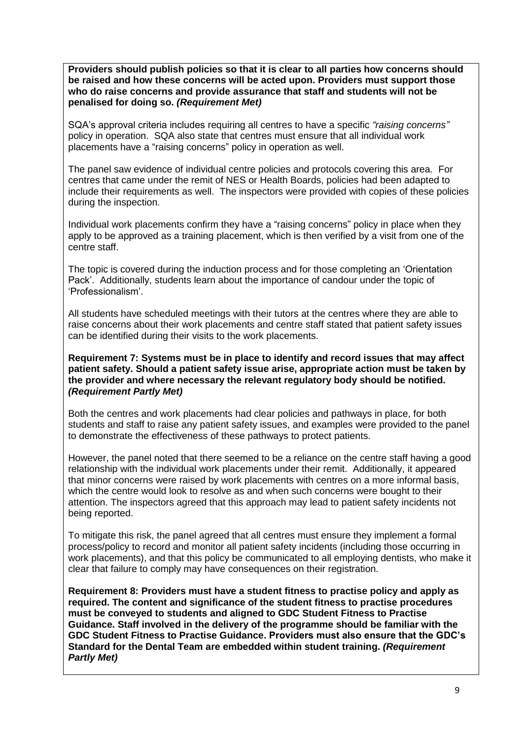**Providers should publish policies so that it is clear to all parties how concerns should be raised and how these concerns will be acted upon. Providers must support those who do raise concerns and provide assurance that staff and students will not be penalised for doing so. *(Requirement Met)***

SQA's approval criteria includes requiring all centres to have a specific *"raising concerns"* policy in operation. SQA also state that centres must ensure that all individual work placements have a "raising concerns" policy in operation as well.

The panel saw evidence of individual centre policies and protocols covering this area. For centres that came under the remit of NES or Health Boards, policies had been adapted to include their requirements as well. The inspectors were provided with copies of these policies during the inspection.

Individual work placements confirm they have a "raising concerns" policy in place when they apply to be approved as a training placement, which is then verified by a visit from one of the centre staff.

The topic is covered during the induction process and for those completing an 'Orientation Pack'. Additionally, students learn about the importance of candour under the topic of 'Professionalism'.

All students have scheduled meetings with their tutors at the centres where they are able to raise concerns about their work placements and centre staff stated that patient safety issues can be identified during their visits to the work placements.

**Requirement 7: Systems must be in place to identify and record issues that may affect patient safety. Should a patient safety issue arise, appropriate action must be taken by the provider and where necessary the relevant regulatory body should be notified. *(Requirement Partly Met)***

Both the centres and work placements had clear policies and pathways in place, for both students and staff to raise any patient safety issues, and examples were provided to the panel to demonstrate the effectiveness of these pathways to protect patients.

However, the panel noted that there seemed to be a reliance on the centre staff having a good relationship with the individual work placements under their remit. Additionally, it appeared that minor concerns were raised by work placements with centres on a more informal basis, which the centre would look to resolve as and when such concerns were bought to their attention. The inspectors agreed that this approach may lead to patient safety incidents not being reported.

To mitigate this risk, the panel agreed that all centres must ensure they implement a formal process/policy to record and monitor all patient safety incidents (including those occurring in work placements), and that this policy be communicated to all employing dentists, who make it clear that failure to comply may have consequences on their registration.

**Requirement 8: Providers must have a student fitness to practise policy and apply as required. The content and significance of the student fitness to practise procedures must be conveyed to students and aligned to GDC Student Fitness to Practise Guidance. Staff involved in the delivery of the programme should be familiar with the GDC Student Fitness to Practise Guidance. Providers must also ensure that the GDC's Standard for the Dental Team are embedded within student training. *(Requirement Partly Met)***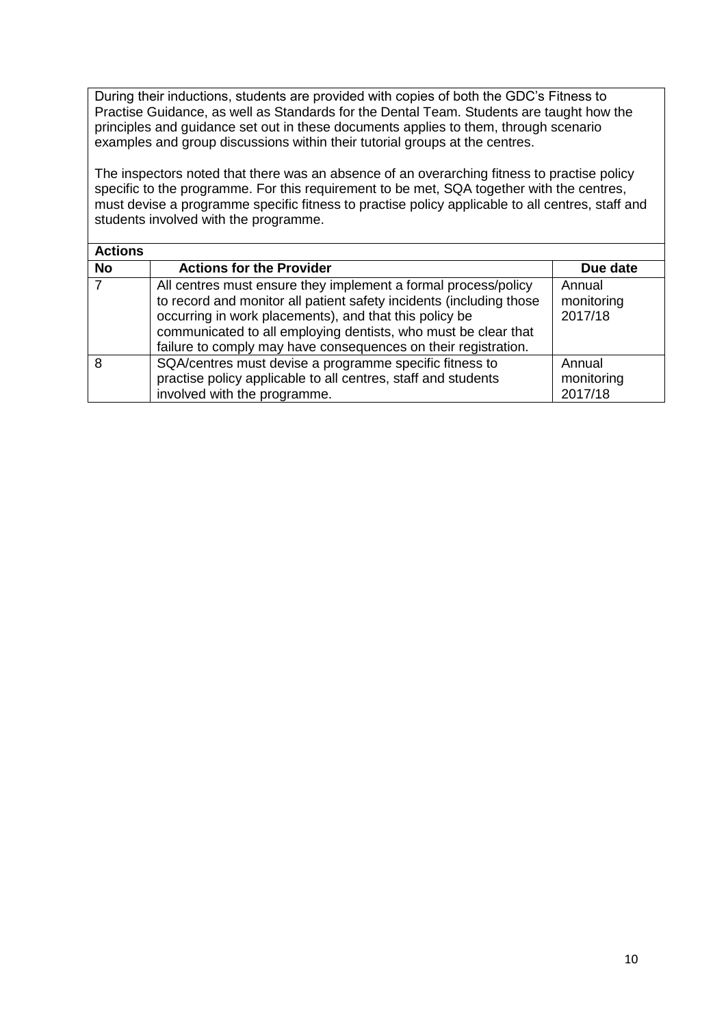During their inductions, students are provided with copies of both the GDC's Fitness to Practise Guidance, as well as Standards for the Dental Team. Students are taught how the principles and guidance set out in these documents applies to them, through scenario examples and group discussions within their tutorial groups at the centres.

The inspectors noted that there was an absence of an overarching fitness to practise policy specific to the programme. For this requirement to be met, SQA together with the centres, must devise a programme specific fitness to practise policy applicable to all centres, staff and students involved with the programme.

**Actions**

| No | Actions for the Provider | Due date |
|---|---|---|
| 7 | All centres must ensure they implement a formal process/policy to record and monitor all patient safety incidents (including those occurring in work placements), and that this policy be communicated to all employing dentists, who must be clear that failure to comply may have consequences on their registration. | Annual monitoring 2017/18 |
| 8 | SQA/centres must devise a programme specific fitness to practise policy applicable to all centres, staff and students involved with the programme. | Annual monitoring 2017/18 |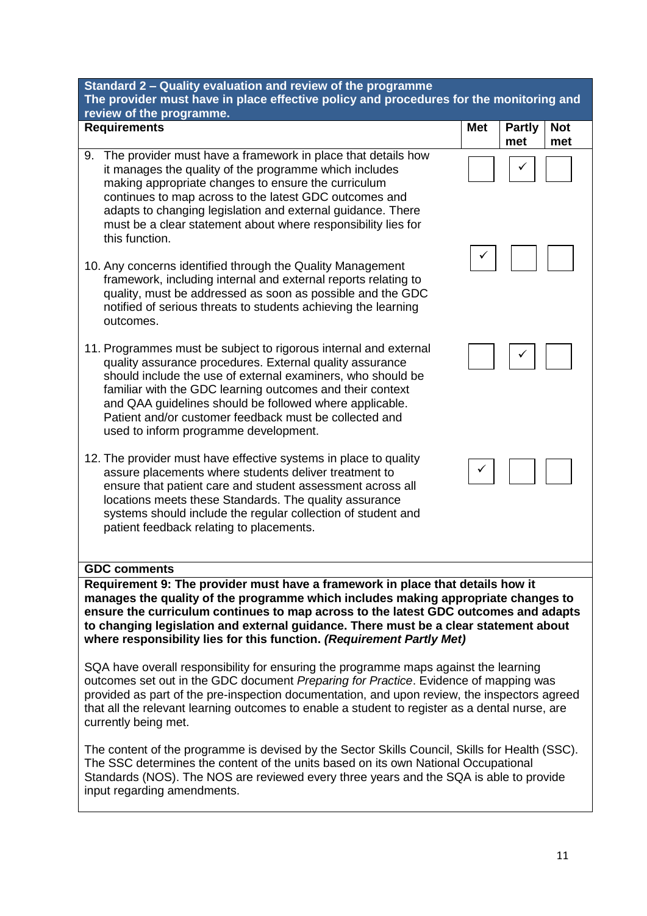| **Standard 2 – Quality evaluation and review of the programme**<br>**The provider must have in place effective policy and procedures for the monitoring and review of the programme.** | | | |
|---|---|---|---|
| **Requirements** | **Met** | **Partly met** | **Not met** |
| 9. The provider must have a framework in place that details how it manages the quality of the programme which includes making appropriate changes to ensure the curriculum continues to map across to the latest GDC outcomes and adapts to changing legislation and external guidance. There must be a clear statement about where responsibility lies for this function. | | ✓ | |
| 10. Any concerns identified through the Quality Management framework, including internal and external reports relating to quality, must be addressed as soon as possible and the GDC notified of serious threats to students achieving the learning outcomes. | ✓ | | |
| 11. Programmes must be subject to rigorous internal and external quality assurance procedures. External quality assurance should include the use of external examiners, who should be familiar with the GDC learning outcomes and their context and QAA guidelines should be followed where applicable. Patient and/or customer feedback must be collected and used to inform programme development. | | ✓ | |
| 12. The provider must have effective systems in place to quality assure placements where students deliver treatment to ensure that patient care and student assessment across all locations meets these Standards. The quality assurance systems should include the regular collection of student and patient feedback relating to placements. | ✓ | | |

**GDC comments**

**Requirement 9: The provider must have a framework in place that details how it manages the quality of the programme which includes making appropriate changes to ensure the curriculum continues to map across to the latest GDC outcomes and adapts to changing legislation and external guidance. There must be a clear statement about where responsibility lies for this function. *(Requirement Partly Met)***

SQA have overall responsibility for ensuring the programme maps against the learning outcomes set out in the GDC document *Preparing for Practice*. Evidence of mapping was provided as part of the pre-inspection documentation, and upon review, the inspectors agreed that all the relevant learning outcomes to enable a student to register as a dental nurse, are currently being met.

The content of the programme is devised by the Sector Skills Council, Skills for Health (SSC). The SSC determines the content of the units based on its own National Occupational Standards (NOS). The NOS are reviewed every three years and the SQA is able to provide input regarding amendments.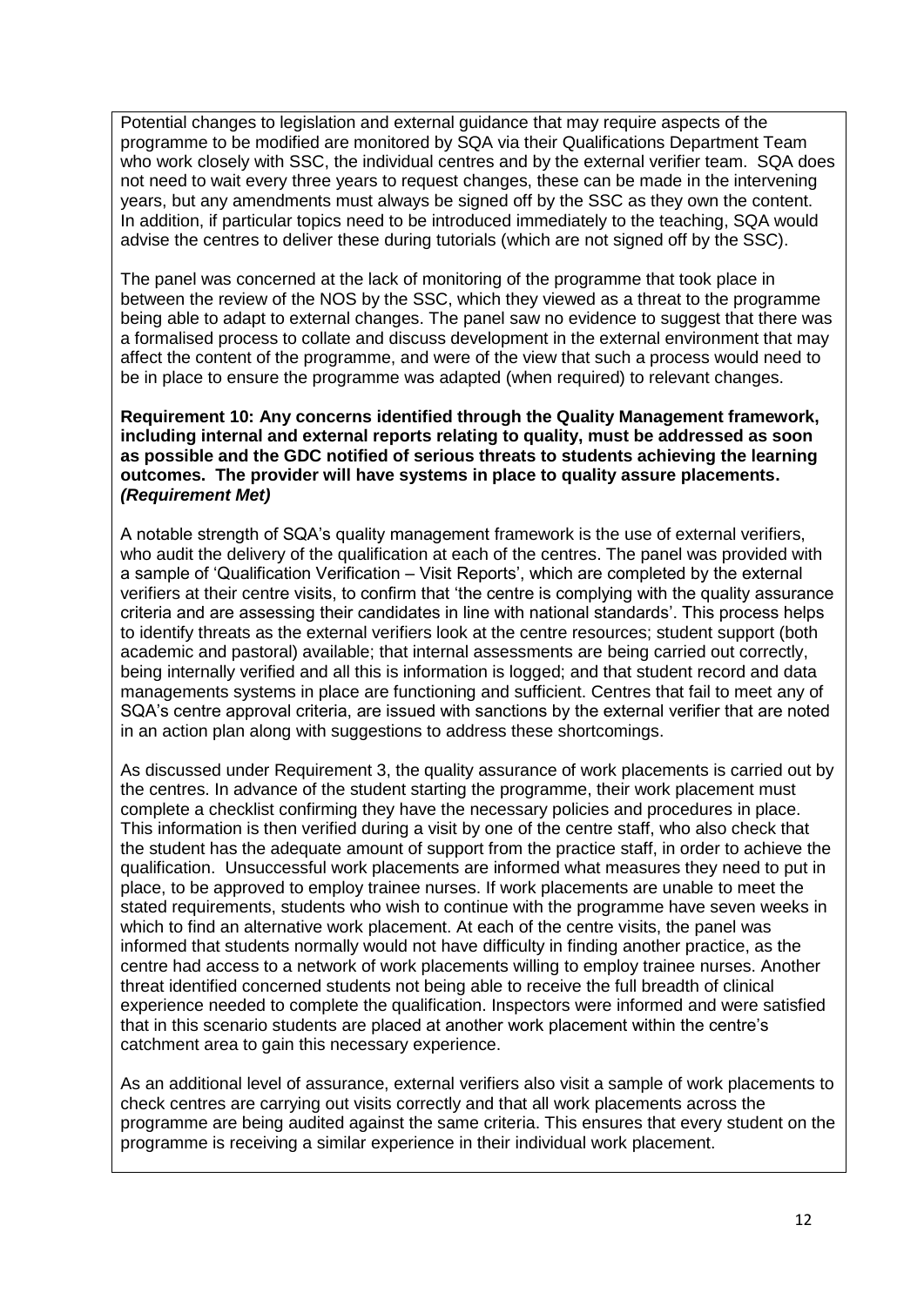Potential changes to legislation and external guidance that may require aspects of the programme to be modified are monitored by SQA via their Qualifications Department Team who work closely with SSC, the individual centres and by the external verifier team. SQA does not need to wait every three years to request changes, these can be made in the intervening years, but any amendments must always be signed off by the SSC as they own the content. In addition, if particular topics need to be introduced immediately to the teaching, SQA would advise the centres to deliver these during tutorials (which are not signed off by the SSC).

The panel was concerned at the lack of monitoring of the programme that took place in between the review of the NOS by the SSC, which they viewed as a threat to the programme being able to adapt to external changes. The panel saw no evidence to suggest that there was a formalised process to collate and discuss development in the external environment that may affect the content of the programme, and were of the view that such a process would need to be in place to ensure the programme was adapted (when required) to relevant changes.

**Requirement 10: Any concerns identified through the Quality Management framework, including internal and external reports relating to quality, must be addressed as soon as possible and the GDC notified of serious threats to students achieving the learning outcomes. The provider will have systems in place to quality assure placements. *(Requirement Met)***

A notable strength of SQA's quality management framework is the use of external verifiers, who audit the delivery of the qualification at each of the centres. The panel was provided with a sample of 'Qualification Verification – Visit Reports', which are completed by the external verifiers at their centre visits, to confirm that 'the centre is complying with the quality assurance criteria and are assessing their candidates in line with national standards'. This process helps to identify threats as the external verifiers look at the centre resources; student support (both academic and pastoral) available; that internal assessments are being carried out correctly, being internally verified and all this is information is logged; and that student record and data managements systems in place are functioning and sufficient. Centres that fail to meet any of SQA's centre approval criteria, are issued with sanctions by the external verifier that are noted in an action plan along with suggestions to address these shortcomings.

As discussed under Requirement 3, the quality assurance of work placements is carried out by the centres. In advance of the student starting the programme, their work placement must complete a checklist confirming they have the necessary policies and procedures in place. This information is then verified during a visit by one of the centre staff, who also check that the student has the adequate amount of support from the practice staff, in order to achieve the qualification. Unsuccessful work placements are informed what measures they need to put in place, to be approved to employ trainee nurses. If work placements are unable to meet the stated requirements, students who wish to continue with the programme have seven weeks in which to find an alternative work placement. At each of the centre visits, the panel was informed that students normally would not have difficulty in finding another practice, as the centre had access to a network of work placements willing to employ trainee nurses. Another threat identified concerned students not being able to receive the full breadth of clinical experience needed to complete the qualification. Inspectors were informed and were satisfied that in this scenario students are placed at another work placement within the centre's catchment area to gain this necessary experience.

As an additional level of assurance, external verifiers also visit a sample of work placements to check centres are carrying out visits correctly and that all work placements across the programme are being audited against the same criteria. This ensures that every student on the programme is receiving a similar experience in their individual work placement.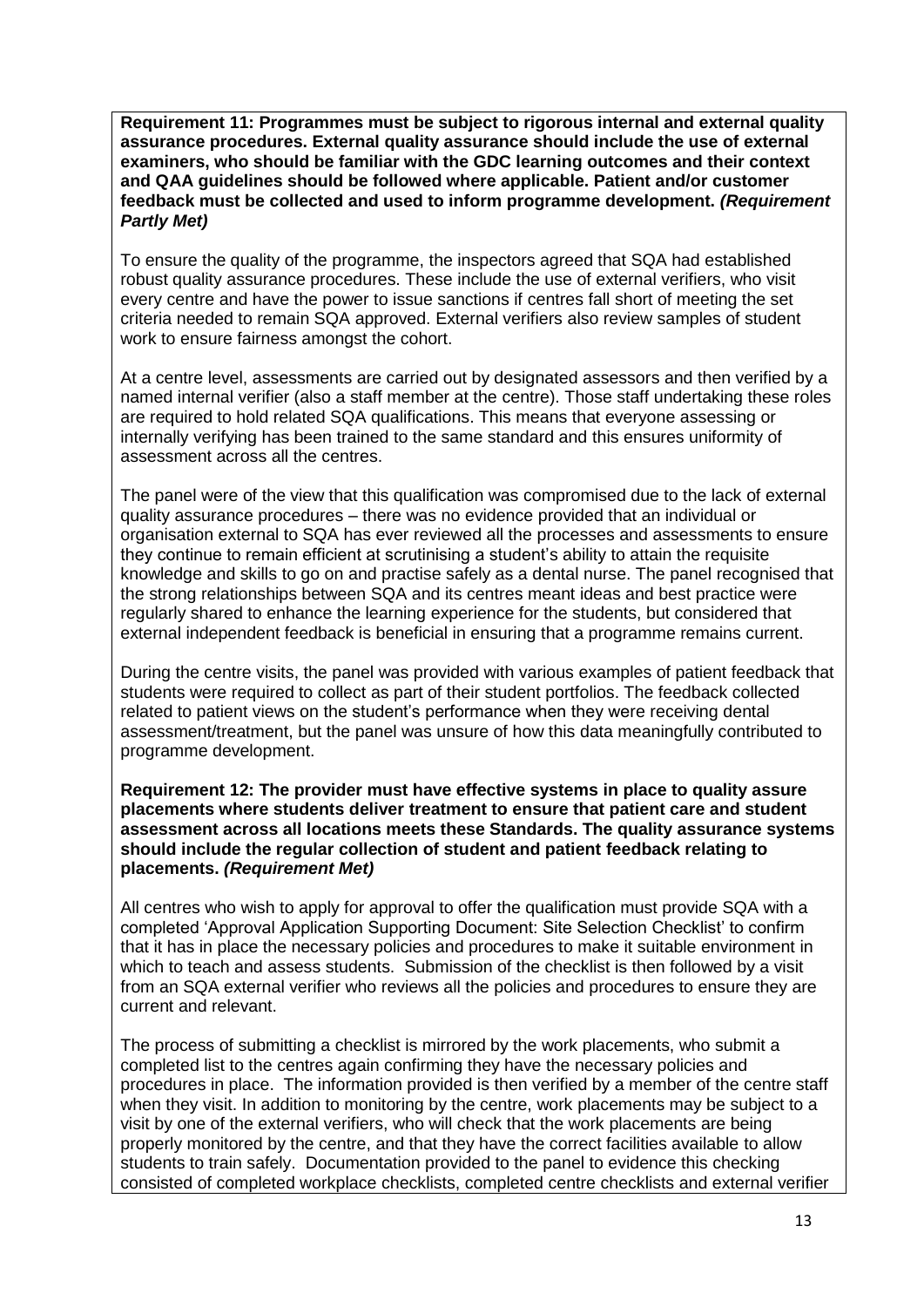**Requirement 11: Programmes must be subject to rigorous internal and external quality assurance procedures. External quality assurance should include the use of external examiners, who should be familiar with the GDC learning outcomes and their context and QAA guidelines should be followed where applicable. Patient and/or customer feedback must be collected and used to inform programme development.** ***(Requirement Partly Met)***

To ensure the quality of the programme, the inspectors agreed that SQA had established robust quality assurance procedures. These include the use of external verifiers, who visit every centre and have the power to issue sanctions if centres fall short of meeting the set criteria needed to remain SQA approved. External verifiers also review samples of student work to ensure fairness amongst the cohort.

At a centre level, assessments are carried out by designated assessors and then verified by a named internal verifier (also a staff member at the centre). Those staff undertaking these roles are required to hold related SQA qualifications. This means that everyone assessing or internally verifying has been trained to the same standard and this ensures uniformity of assessment across all the centres.

The panel were of the view that this qualification was compromised due to the lack of external quality assurance procedures – there was no evidence provided that an individual or organisation external to SQA has ever reviewed all the processes and assessments to ensure they continue to remain efficient at scrutinising a student's ability to attain the requisite knowledge and skills to go on and practise safely as a dental nurse. The panel recognised that the strong relationships between SQA and its centres meant ideas and best practice were regularly shared to enhance the learning experience for the students, but considered that external independent feedback is beneficial in ensuring that a programme remains current.

During the centre visits, the panel was provided with various examples of patient feedback that students were required to collect as part of their student portfolios. The feedback collected related to patient views on the student's performance when they were receiving dental assessment/treatment, but the panel was unsure of how this data meaningfully contributed to programme development.

**Requirement 12: The provider must have effective systems in place to quality assure placements where students deliver treatment to ensure that patient care and student assessment across all locations meets these Standards. The quality assurance systems should include the regular collection of student and patient feedback relating to placements.** ***(Requirement Met)***

All centres who wish to apply for approval to offer the qualification must provide SQA with a completed 'Approval Application Supporting Document: Site Selection Checklist' to confirm that it has in place the necessary policies and procedures to make it suitable environment in which to teach and assess students. Submission of the checklist is then followed by a visit from an SQA external verifier who reviews all the policies and procedures to ensure they are current and relevant.

The process of submitting a checklist is mirrored by the work placements, who submit a completed list to the centres again confirming they have the necessary policies and procedures in place. The information provided is then verified by a member of the centre staff when they visit. In addition to monitoring by the centre, work placements may be subject to a visit by one of the external verifiers, who will check that the work placements are being properly monitored by the centre, and that they have the correct facilities available to allow students to train safely. Documentation provided to the panel to evidence this checking consisted of completed workplace checklists, completed centre checklists and external verifier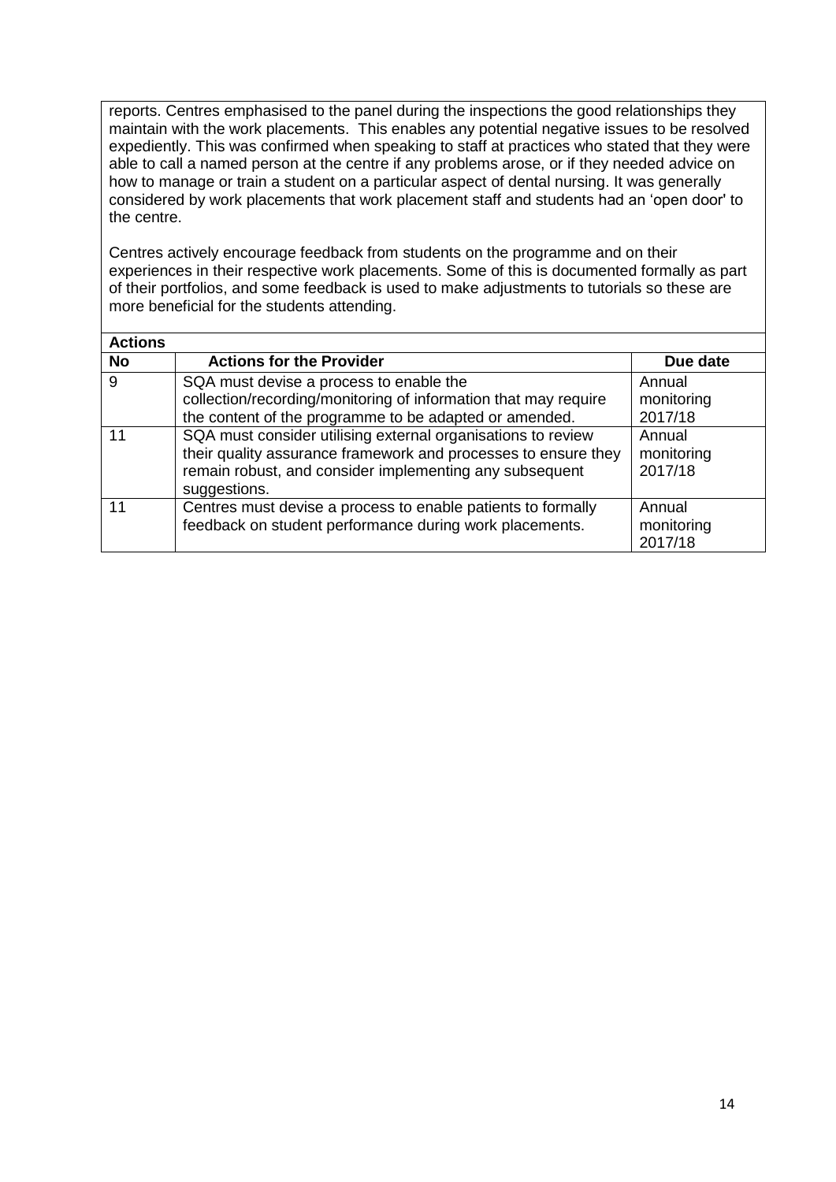reports. Centres emphasised to the panel during the inspections the good relationships they maintain with the work placements. This enables any potential negative issues to be resolved expediently. This was confirmed when speaking to staff at practices who stated that they were able to call a named person at the centre if any problems arose, or if they needed advice on how to manage or train a student on a particular aspect of dental nursing. It was generally considered by work placements that work placement staff and students had an 'open door' to the centre.

Centres actively encourage feedback from students on the programme and on their experiences in their respective work placements. Some of this is documented formally as part of their portfolios, and some feedback is used to make adjustments to tutorials so these are more beneficial for the students attending.

**Actions**

| No | Actions for the Provider | Due date |
|---|---|---|
| 9 | SQA must devise a process to enable the collection/recording/monitoring of information that may require the content of the programme to be adapted or amended. | Annual monitoring 2017/18 |
| 11 | SQA must consider utilising external organisations to review their quality assurance framework and processes to ensure they remain robust, and consider implementing any subsequent suggestions. | Annual monitoring 2017/18 |
| 11 | Centres must devise a process to enable patients to formally feedback on student performance during work placements. | Annual monitoring 2017/18 |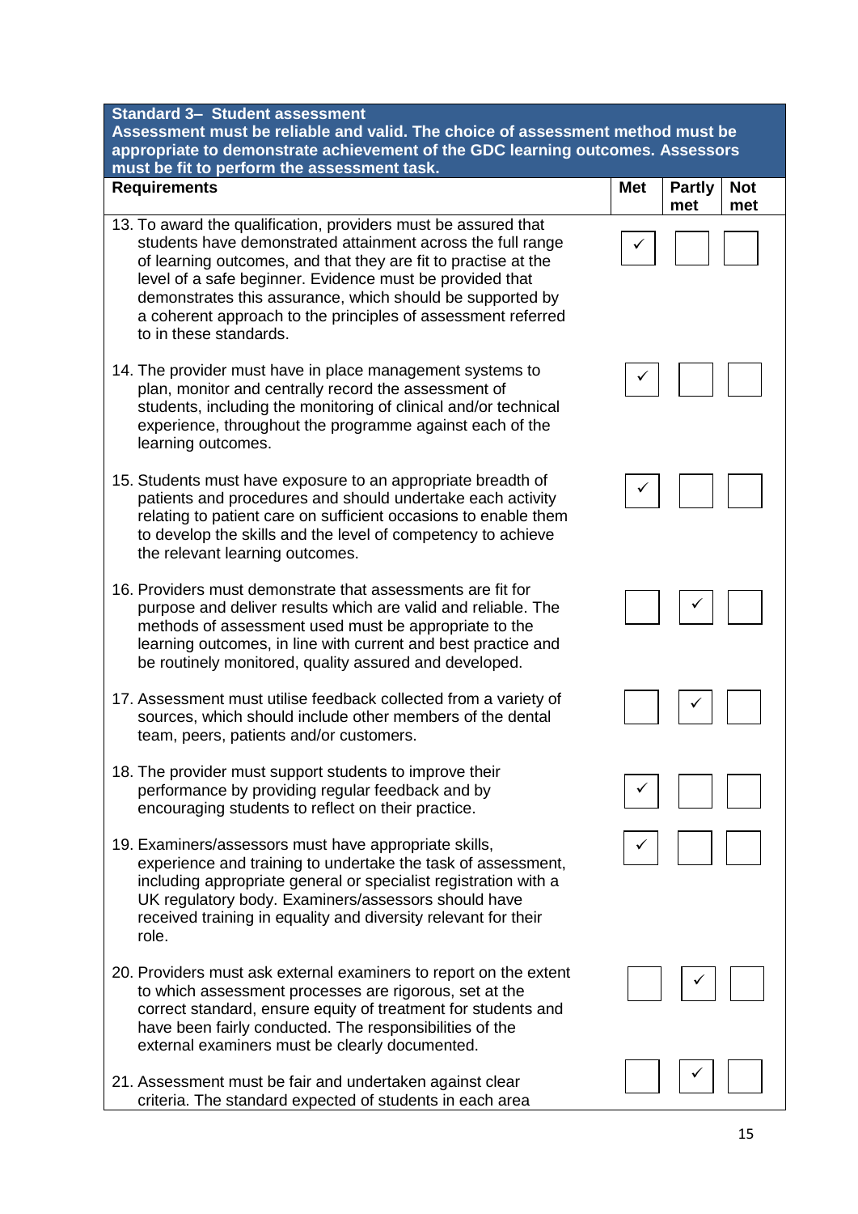| **Standard 3– Student assessment**<br>**Assessment must be reliable and valid. The choice of assessment method must be appropriate to demonstrate achievement of the GDC learning outcomes. Assessors must be fit to perform the assessment task.** | | | |
|---|---|---|---|
| **Requirements** | **Met** | **Partly met** | **Not met** |
| 13. To award the qualification, providers must be assured that students have demonstrated attainment across the full range of learning outcomes, and that they are fit to practise at the level of a safe beginner. Evidence must be provided that demonstrates this assurance, which should be supported by a coherent approach to the principles of assessment referred to in these standards. | ✓ | | |
| 14. The provider must have in place management systems to plan, monitor and centrally record the assessment of students, including the monitoring of clinical and/or technical experience, throughout the programme against each of the learning outcomes. | ✓ | | |
| 15. Students must have exposure to an appropriate breadth of patients and procedures and should undertake each activity relating to patient care on sufficient occasions to enable them to develop the skills and the level of competency to achieve the relevant learning outcomes. | ✓ | | |
| 16. Providers must demonstrate that assessments are fit for purpose and deliver results which are valid and reliable. The methods of assessment used must be appropriate to the learning outcomes, in line with current and best practice and be routinely monitored, quality assured and developed. | | ✓ | |
| 17. Assessment must utilise feedback collected from a variety of sources, which should include other members of the dental team, peers, patients and/or customers. | | ✓ | |
| 18. The provider must support students to improve their performance by providing regular feedback and by encouraging students to reflect on their practice. | ✓ | | |
| 19. Examiners/assessors must have appropriate skills, experience and training to undertake the task of assessment, including appropriate general or specialist registration with a UK regulatory body. Examiners/assessors should have received training in equality and diversity relevant for their role. | ✓ | | |
| 20. Providers must ask external examiners to report on the extent to which assessment processes are rigorous, set at the correct standard, ensure equity of treatment for students and have been fairly conducted. The responsibilities of the external examiners must be clearly documented. | | ✓ | |
| 21. Assessment must be fair and undertaken against clear criteria. The standard expected of students in each area | | ✓ | |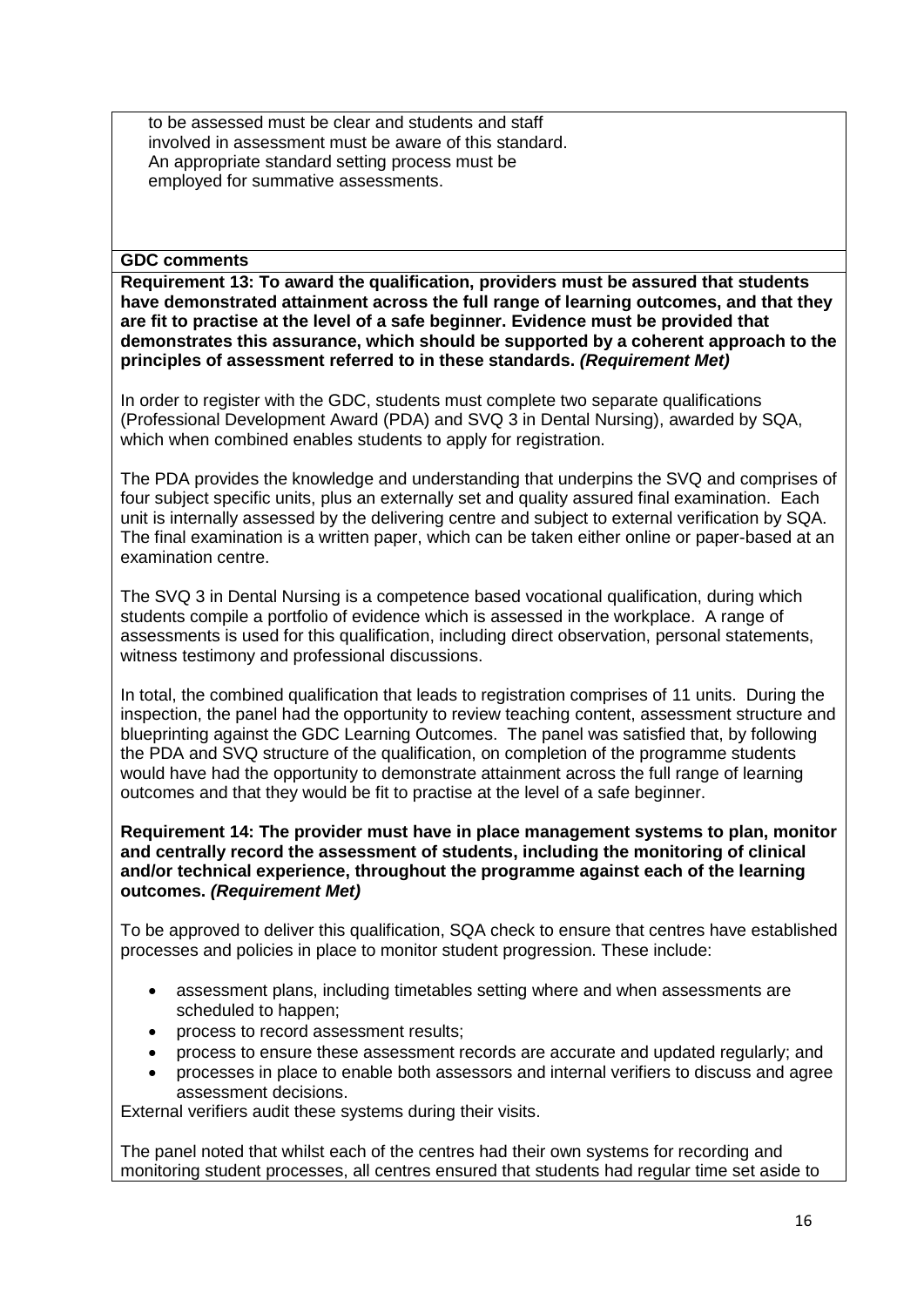to be assessed must be clear and students and staff involved in assessment must be aware of this standard. An appropriate standard setting process must be employed for summative assessments.

**GDC comments**

**Requirement 13: To award the qualification, providers must be assured that students have demonstrated attainment across the full range of learning outcomes, and that they are fit to practise at the level of a safe beginner. Evidence must be provided that demonstrates this assurance, which should be supported by a coherent approach to the principles of assessment referred to in these standards. *(Requirement Met)***

In order to register with the GDC, students must complete two separate qualifications (Professional Development Award (PDA) and SVQ 3 in Dental Nursing), awarded by SQA, which when combined enables students to apply for registration.

The PDA provides the knowledge and understanding that underpins the SVQ and comprises of four subject specific units, plus an externally set and quality assured final examination. Each unit is internally assessed by the delivering centre and subject to external verification by SQA. The final examination is a written paper, which can be taken either online or paper-based at an examination centre.

The SVQ 3 in Dental Nursing is a competence based vocational qualification, during which students compile a portfolio of evidence which is assessed in the workplace. A range of assessments is used for this qualification, including direct observation, personal statements, witness testimony and professional discussions.

In total, the combined qualification that leads to registration comprises of 11 units. During the inspection, the panel had the opportunity to review teaching content, assessment structure and blueprinting against the GDC Learning Outcomes. The panel was satisfied that, by following the PDA and SVQ structure of the qualification, on completion of the programme students would have had the opportunity to demonstrate attainment across the full range of learning outcomes and that they would be fit to practise at the level of a safe beginner.

**Requirement 14: The provider must have in place management systems to plan, monitor and centrally record the assessment of students, including the monitoring of clinical and/or technical experience, throughout the programme against each of the learning outcomes. *(Requirement Met)***

To be approved to deliver this qualification, SQA check to ensure that centres have established processes and policies in place to monitor student progression. These include:

- assessment plans, including timetables setting where and when assessments are scheduled to happen;
- process to record assessment results;
- process to ensure these assessment records are accurate and updated regularly; and
- processes in place to enable both assessors and internal verifiers to discuss and agree assessment decisions.

External verifiers audit these systems during their visits.

The panel noted that whilst each of the centres had their own systems for recording and monitoring student processes, all centres ensured that students had regular time set aside to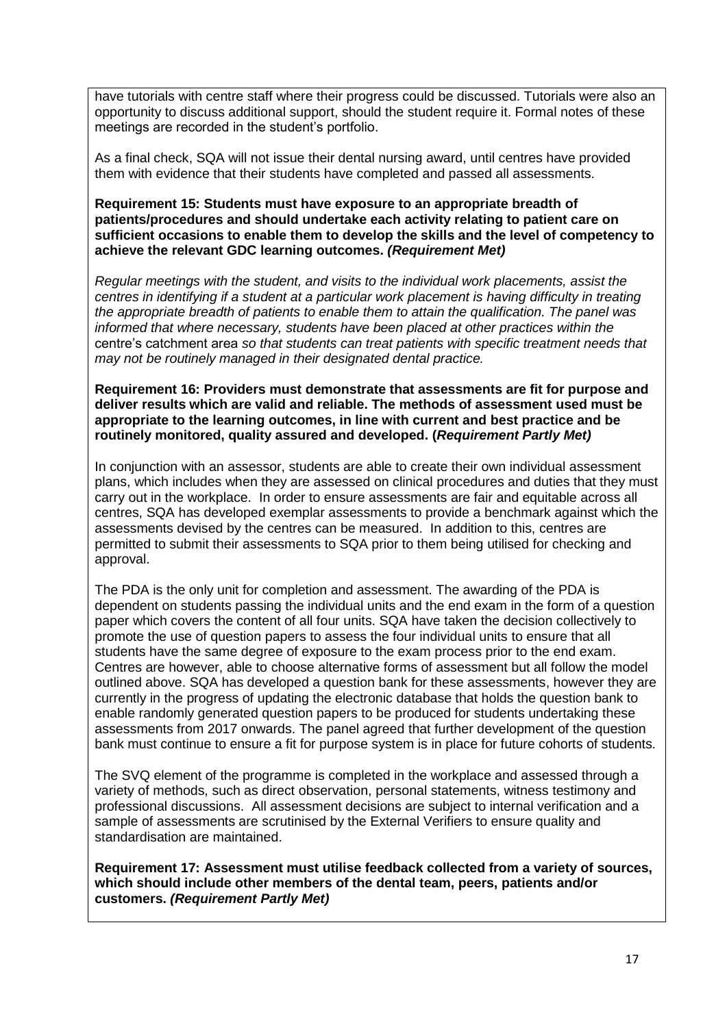have tutorials with centre staff where their progress could be discussed. Tutorials were also an opportunity to discuss additional support, should the student require it. Formal notes of these meetings are recorded in the student's portfolio.

As a final check, SQA will not issue their dental nursing award, until centres have provided them with evidence that their students have completed and passed all assessments.

**Requirement 15: Students must have exposure to an appropriate breadth of patients/procedures and should undertake each activity relating to patient care on sufficient occasions to enable them to develop the skills and the level of competency to achieve the relevant GDC learning outcomes. *(Requirement Met)***

*Regular meetings with the student, and visits to the individual work placements, assist the centres in identifying if a student at a particular work placement is having difficulty in treating the appropriate breadth of patients to enable them to attain the qualification. The panel was informed that where necessary, students have been placed at other practices within the* centre's catchment area *so that students can treat patients with specific treatment needs that may not be routinely managed in their designated dental practice.*

**Requirement 16: Providers must demonstrate that assessments are fit for purpose and deliver results which are valid and reliable. The methods of assessment used must be appropriate to the learning outcomes, in line with current and best practice and be routinely monitored, quality assured and developed. (*Requirement Partly Met*)**

In conjunction with an assessor, students are able to create their own individual assessment plans, which includes when they are assessed on clinical procedures and duties that they must carry out in the workplace. In order to ensure assessments are fair and equitable across all centres, SQA has developed exemplar assessments to provide a benchmark against which the assessments devised by the centres can be measured. In addition to this, centres are permitted to submit their assessments to SQA prior to them being utilised for checking and approval.

The PDA is the only unit for completion and assessment. The awarding of the PDA is dependent on students passing the individual units and the end exam in the form of a question paper which covers the content of all four units. SQA have taken the decision collectively to promote the use of question papers to assess the four individual units to ensure that all students have the same degree of exposure to the exam process prior to the end exam. Centres are however, able to choose alternative forms of assessment but all follow the model outlined above. SQA has developed a question bank for these assessments, however they are currently in the progress of updating the electronic database that holds the question bank to enable randomly generated question papers to be produced for students undertaking these assessments from 2017 onwards. The panel agreed that further development of the question bank must continue to ensure a fit for purpose system is in place for future cohorts of students.

The SVQ element of the programme is completed in the workplace and assessed through a variety of methods, such as direct observation, personal statements, witness testimony and professional discussions. All assessment decisions are subject to internal verification and a sample of assessments are scrutinised by the External Verifiers to ensure quality and standardisation are maintained.

**Requirement 17: Assessment must utilise feedback collected from a variety of sources, which should include other members of the dental team, peers, patients and/or customers. *(Requirement Partly Met)***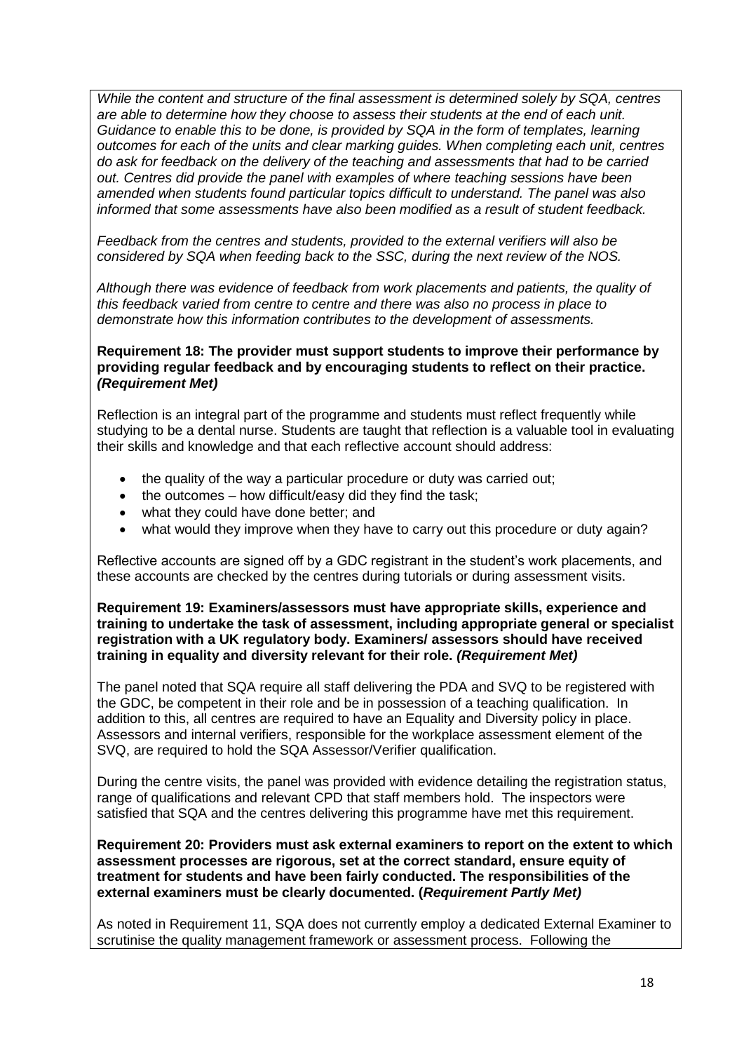*While the content and structure of the final assessment is determined solely by SQA, centres are able to determine how they choose to assess their students at the end of each unit. Guidance to enable this to be done, is provided by SQA in the form of templates, learning outcomes for each of the units and clear marking guides. When completing each unit, centres do ask for feedback on the delivery of the teaching and assessments that had to be carried out. Centres did provide the panel with examples of where teaching sessions have been amended when students found particular topics difficult to understand. The panel was also informed that some assessments have also been modified as a result of student feedback.*

*Feedback from the centres and students, provided to the external verifiers will also be considered by SQA when feeding back to the SSC, during the next review of the NOS.*

*Although there was evidence of feedback from work placements and patients, the quality of this feedback varied from centre to centre and there was also no process in place to demonstrate how this information contributes to the development of assessments.*

**Requirement 18: The provider must support students to improve their performance by providing regular feedback and by encouraging students to reflect on their practice. *(Requirement Met)***

Reflection is an integral part of the programme and students must reflect frequently while studying to be a dental nurse. Students are taught that reflection is a valuable tool in evaluating their skills and knowledge and that each reflective account should address:

- the quality of the way a particular procedure or duty was carried out;
- the outcomes – how difficult/easy did they find the task;
- what they could have done better; and
- what would they improve when they have to carry out this procedure or duty again?

Reflective accounts are signed off by a GDC registrant in the student's work placements, and these accounts are checked by the centres during tutorials or during assessment visits.

**Requirement 19: Examiners/assessors must have appropriate skills, experience and training to undertake the task of assessment, including appropriate general or specialist registration with a UK regulatory body. Examiners/ assessors should have received training in equality and diversity relevant for their role. *(Requirement Met)***

The panel noted that SQA require all staff delivering the PDA and SVQ to be registered with the GDC, be competent in their role and be in possession of a teaching qualification. In addition to this, all centres are required to have an Equality and Diversity policy in place. Assessors and internal verifiers, responsible for the workplace assessment element of the SVQ, are required to hold the SQA Assessor/Verifier qualification.

During the centre visits, the panel was provided with evidence detailing the registration status, range of qualifications and relevant CPD that staff members hold. The inspectors were satisfied that SQA and the centres delivering this programme have met this requirement.

**Requirement 20: Providers must ask external examiners to report on the extent to which assessment processes are rigorous, set at the correct standard, ensure equity of treatment for students and have been fairly conducted. The responsibilities of the external examiners must be clearly documented. (*Requirement Partly Met)***

As noted in Requirement 11, SQA does not currently employ a dedicated External Examiner to scrutinise the quality management framework or assessment process. Following the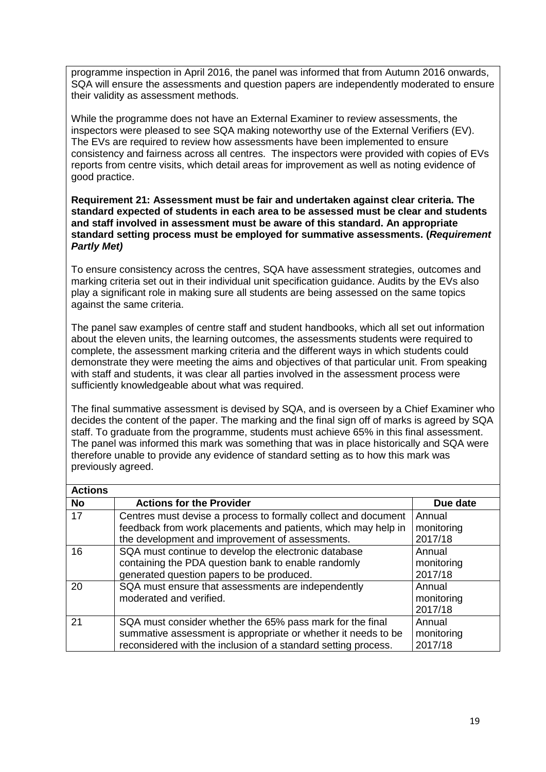programme inspection in April 2016, the panel was informed that from Autumn 2016 onwards, SQA will ensure the assessments and question papers are independently moderated to ensure their validity as assessment methods.

While the programme does not have an External Examiner to review assessments, the inspectors were pleased to see SQA making noteworthy use of the External Verifiers (EV). The EVs are required to review how assessments have been implemented to ensure consistency and fairness across all centres. The inspectors were provided with copies of EVs reports from centre visits, which detail areas for improvement as well as noting evidence of good practice.

**Requirement 21: Assessment must be fair and undertaken against clear criteria. The standard expected of students in each area to be assessed must be clear and students and staff involved in assessment must be aware of this standard. An appropriate standard setting process must be employed for summative assessments. (*Requirement Partly Met)***

To ensure consistency across the centres, SQA have assessment strategies, outcomes and marking criteria set out in their individual unit specification guidance. Audits by the EVs also play a significant role in making sure all students are being assessed on the same topics against the same criteria.

The panel saw examples of centre staff and student handbooks, which all set out information about the eleven units, the learning outcomes, the assessments students were required to complete, the assessment marking criteria and the different ways in which students could demonstrate they were meeting the aims and objectives of that particular unit. From speaking with staff and students, it was clear all parties involved in the assessment process were sufficiently knowledgeable about what was required.

The final summative assessment is devised by SQA, and is overseen by a Chief Examiner who decides the content of the paper. The marking and the final sign off of marks is agreed by SQA staff. To graduate from the programme, students must achieve 65% in this final assessment. The panel was informed this mark was something that was in place historically and SQA were therefore unable to provide any evidence of standard setting as to how this mark was previously agreed.

**Actions**

| **No** | **Actions for the Provider** | **Due date** |
|---|---|---|
| 17 | Centres must devise a process to formally collect and document feedback from work placements and patients, which may help in the development and improvement of assessments. | Annual monitoring 2017/18 |
| 16 | SQA must continue to develop the electronic database containing the PDA question bank to enable randomly generated question papers to be produced. | Annual monitoring 2017/18 |
| 20 | SQA must ensure that assessments are independently moderated and verified. | Annual monitoring 2017/18 |
| 21 | SQA must consider whether the 65% pass mark for the final summative assessment is appropriate or whether it needs to be reconsidered with the inclusion of a standard setting process. | Annual monitoring 2017/18 |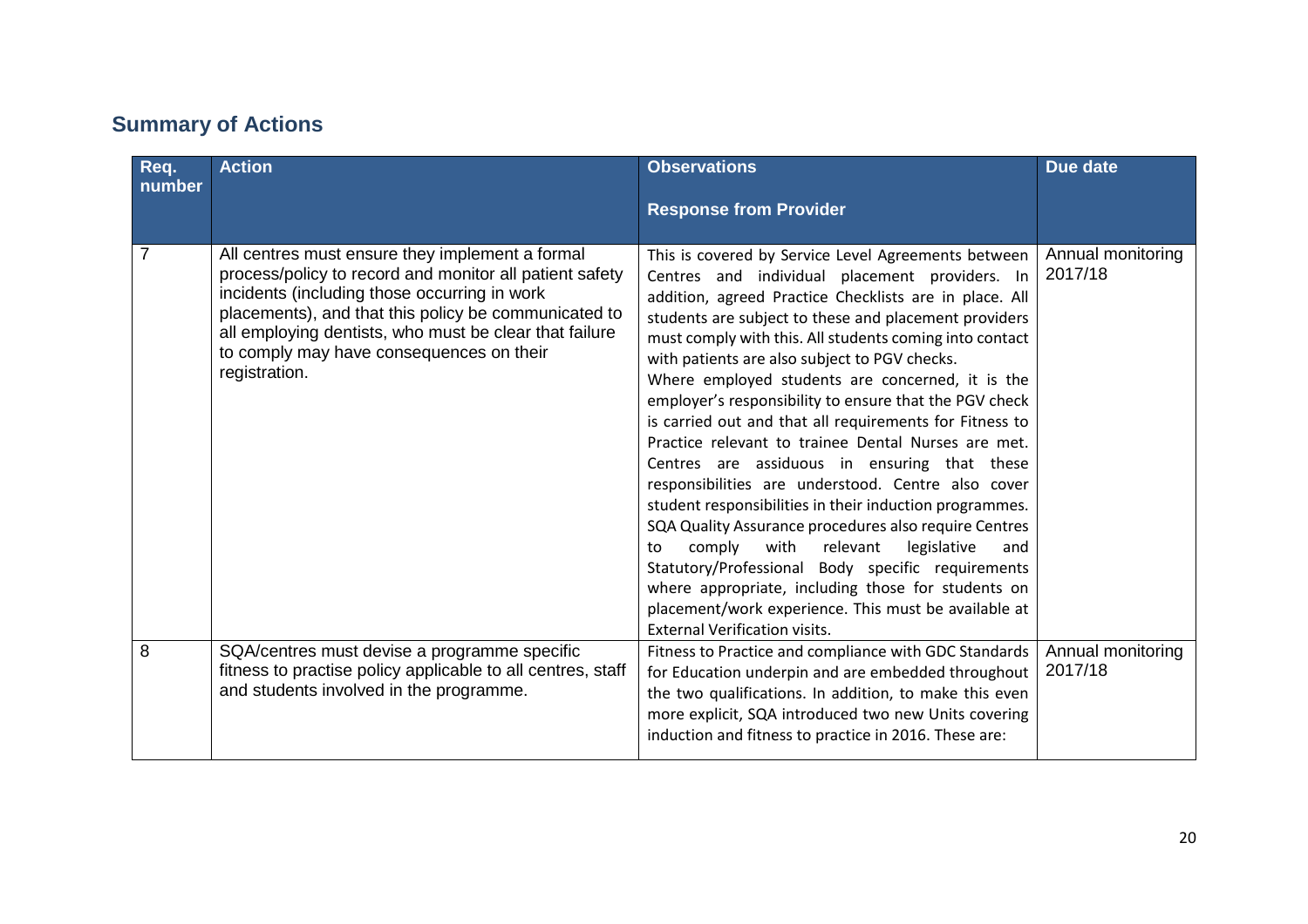## Summary of Actions

| Req. number | Action | Observations<br><br>Response from Provider | Due date |
|---|---|---|---|
| 7 | All centres must ensure they implement a formal process/policy to record and monitor all patient safety incidents (including those occurring in work placements), and that this policy be communicated to all employing dentists, who must be clear that failure to comply may have consequences on their registration. | This is covered by Service Level Agreements between Centres and individual placement providers. In addition, agreed Practice Checklists are in place. All students are subject to these and placement providers must comply with this. All students coming into contact with patients are also subject to PGV checks.<br>Where employed students are concerned, it is the employer's responsibility to ensure that the PGV check is carried out and that all requirements for Fitness to Practice relevant to trainee Dental Nurses are met. Centres are assiduous in ensuring that these responsibilities are understood. Centre also cover student responsibilities in their induction programmes. SQA Quality Assurance procedures also require Centres to comply with relevant legislative and Statutory/Professional Body specific requirements where appropriate, including those for students on placement/work experience. This must be available at External Verification visits. | Annual monitoring 2017/18 |
| 8 | SQA/centres must devise a programme specific fitness to practise policy applicable to all centres, staff and students involved in the programme. | Fitness to Practice and compliance with GDC Standards for Education underpin and are embedded throughout the two qualifications. In addition, to make this even more explicit, SQA introduced two new Units covering induction and fitness to practice in 2016. These are: | Annual monitoring 2017/18 |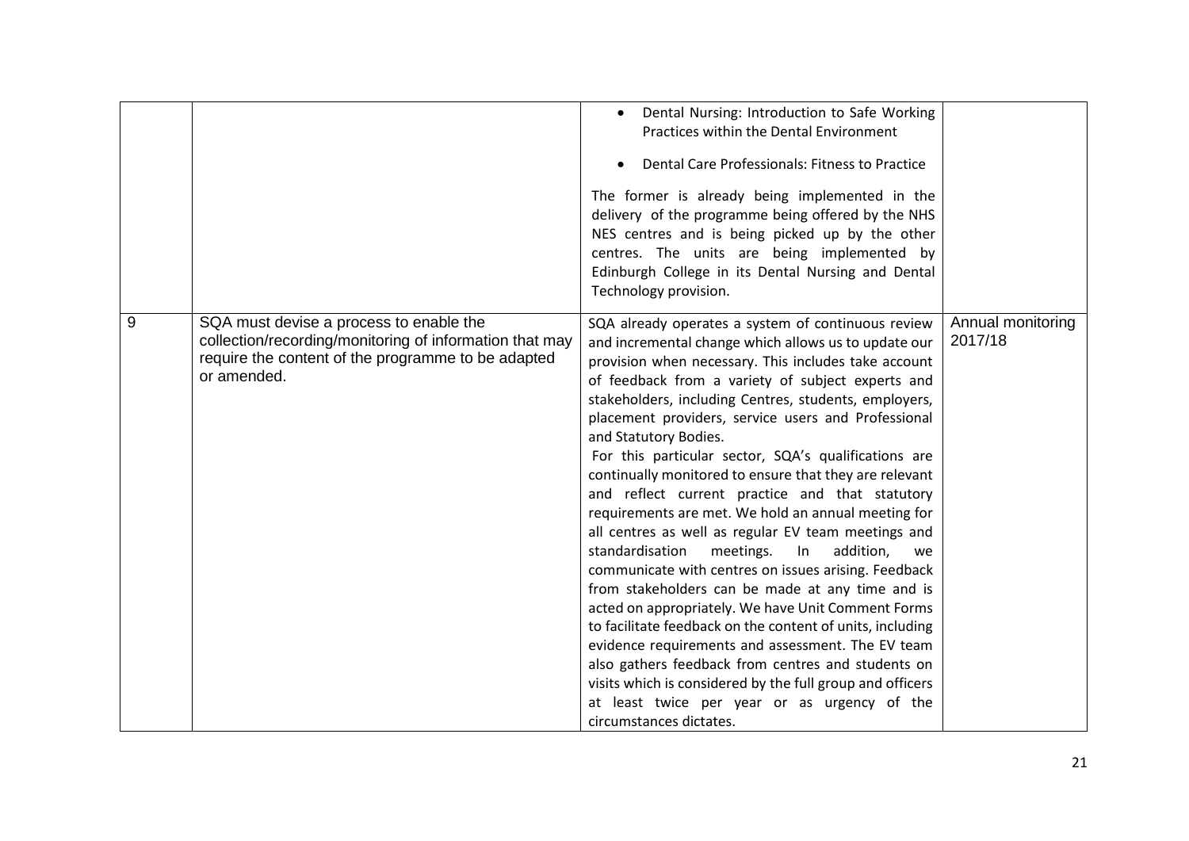| | | | |
|---|---|---|---|
| | | • Dental Nursing: Introduction to Safe Working Practices within the Dental Environment<br><br>• Dental Care Professionals: Fitness to Practice<br><br>The former is already being implemented in the delivery of the programme being offered by the NHS NES centres and is being picked up by the other centres. The units are being implemented by Edinburgh College in its Dental Nursing and Dental Technology provision. | |
| 9 | SQA must devise a process to enable the collection/recording/monitoring of information that may require the content of the programme to be adapted or amended. | SQA already operates a system of continuous review and incremental change which allows us to update our provision when necessary. This includes take account of feedback from a variety of subject experts and stakeholders, including Centres, students, employers, placement providers, service users and Professional and Statutory Bodies.<br>For this particular sector, SQA's qualifications are continually monitored to ensure that they are relevant and reflect current practice and that statutory requirements are met. We hold an annual meeting for all centres as well as regular EV team meetings and standardisation meetings. In addition, we communicate with centres on issues arising. Feedback from stakeholders can be made at any time and is acted on appropriately. We have Unit Comment Forms to facilitate feedback on the content of units, including evidence requirements and assessment. The EV team also gathers feedback from centres and students on visits which is considered by the full group and officers at least twice per year or as urgency of the circumstances dictates. | Annual monitoring 2017/18 |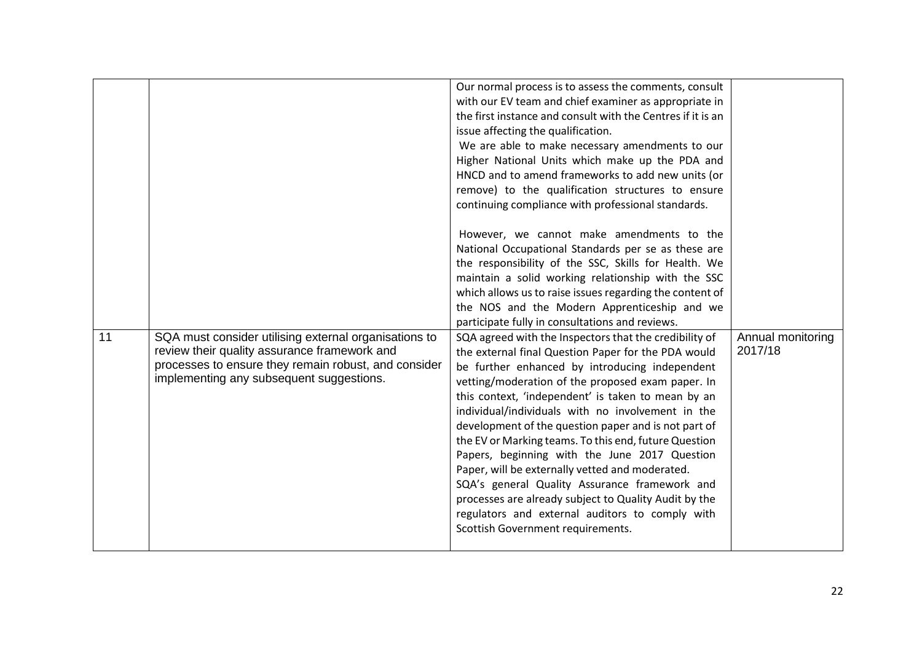| | | | |
|---|---|---|---|
| | | Our normal process is to assess the comments, consult with our EV team and chief examiner as appropriate in the first instance and consult with the Centres if it is an issue affecting the qualification.<br>We are able to make necessary amendments to our Higher National Units which make up the PDA and HNCD and to amend frameworks to add new units (or remove) to the qualification structures to ensure continuing compliance with professional standards.<br><br>However, we cannot make amendments to the National Occupational Standards per se as these are the responsibility of the SSC, Skills for Health. We maintain a solid working relationship with the SSC which allows us to raise issues regarding the content of the NOS and the Modern Apprenticeship and we participate fully in consultations and reviews. | |
| 11 | SQA must consider utilising external organisations to review their quality assurance framework and processes to ensure they remain robust, and consider implementing any subsequent suggestions. | SQA agreed with the Inspectors that the credibility of the external final Question Paper for the PDA would be further enhanced by introducing independent vetting/moderation of the proposed exam paper. In this context, 'independent' is taken to mean by an individual/individuals with no involvement in the development of the question paper and is not part of the EV or Marking teams. To this end, future Question Papers, beginning with the June 2017 Question Paper, will be externally vetted and moderated.<br>SQA's general Quality Assurance framework and processes are already subject to Quality Audit by the regulators and external auditors to comply with Scottish Government requirements. | Annual monitoring 2017/18 |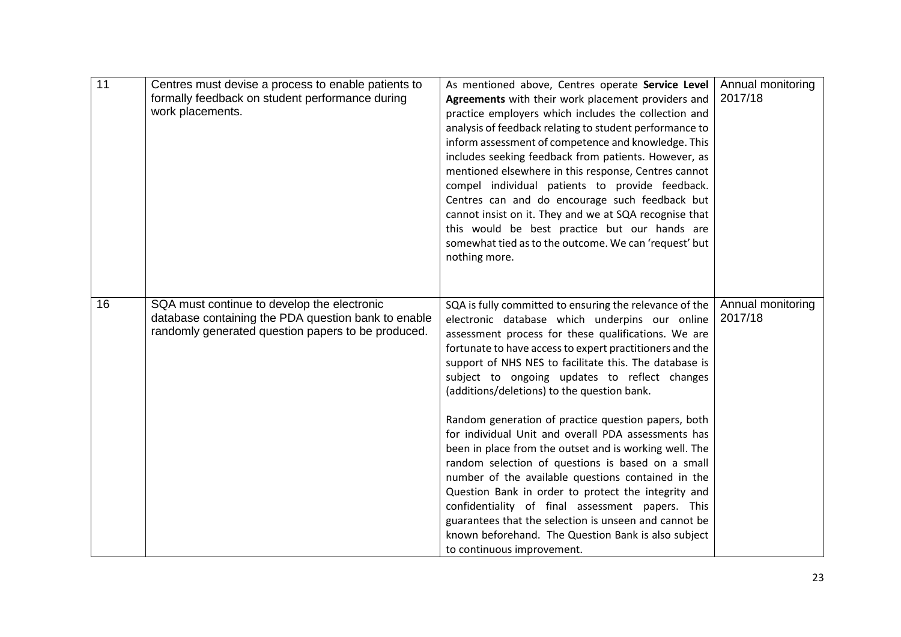| | | | |
|---|---|---|---|
| 11 | Centres must devise a process to enable patients to formally feedback on student performance during work placements. | As mentioned above, Centres operate **Service Level Agreements** with their work placement providers and practice employers which includes the collection and analysis of feedback relating to student performance to inform assessment of competence and knowledge. This includes seeking feedback from patients. However, as mentioned elsewhere in this response, Centres cannot compel individual patients to provide feedback. Centres can and do encourage such feedback but cannot insist on it. They and we at SQA recognise that this would be best practice but our hands are somewhat tied as to the outcome. We can 'request' but nothing more. | Annual monitoring 2017/18 |
| 16 | SQA must continue to develop the electronic database containing the PDA question bank to enable randomly generated question papers to be produced. | SQA is fully committed to ensuring the relevance of the electronic database which underpins our online assessment process for these qualifications. We are fortunate to have access to expert practitioners and the support of NHS NES to facilitate this. The database is subject to ongoing updates to reflect changes (additions/deletions) to the question bank.<br><br>Random generation of practice question papers, both for individual Unit and overall PDA assessments has been in place from the outset and is working well. The random selection of questions is based on a small number of the available questions contained in the Question Bank in order to protect the integrity and confidentiality of final assessment papers. This guarantees that the selection is unseen and cannot be known beforehand. The Question Bank is also subject to continuous improvement. | Annual monitoring 2017/18 |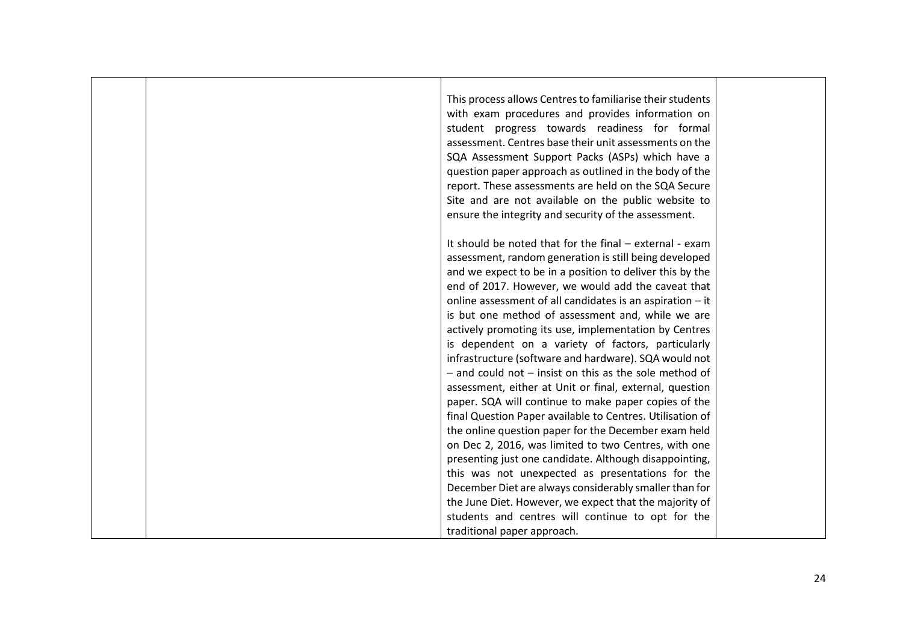|  |  | This process allows Centres to familiarise their students with exam procedures and provides information on student progress towards readiness for formal assessment. Centres base their unit assessments on the SQA Assessment Support Packs (ASPs) which have a question paper approach as outlined in the body of the report. These assessments are held on the SQA Secure Site and are not available on the public website to ensure the integrity and security of the assessment.<br><br>It should be noted that for the final – external - exam assessment, random generation is still being developed and we expect to be in a position to deliver this by the end of 2017. However, we would add the caveat that online assessment of all candidates is an aspiration – it is but one method of assessment and, while we are actively promoting its use, implementation by Centres is dependent on a variety of factors, particularly infrastructure (software and hardware). SQA would not – and could not – insist on this as the sole method of assessment, either at Unit or final, external, question paper. SQA will continue to make paper copies of the final Question Paper available to Centres. Utilisation of the online question paper for the December exam held on Dec 2, 2016, was limited to two Centres, with one presenting just one candidate. Although disappointing, this was not unexpected as presentations for the December Diet are always considerably smaller than for the June Diet. However, we expect that the majority of students and centres will continue to opt for the traditional paper approach. |  |
|---|---|---|---|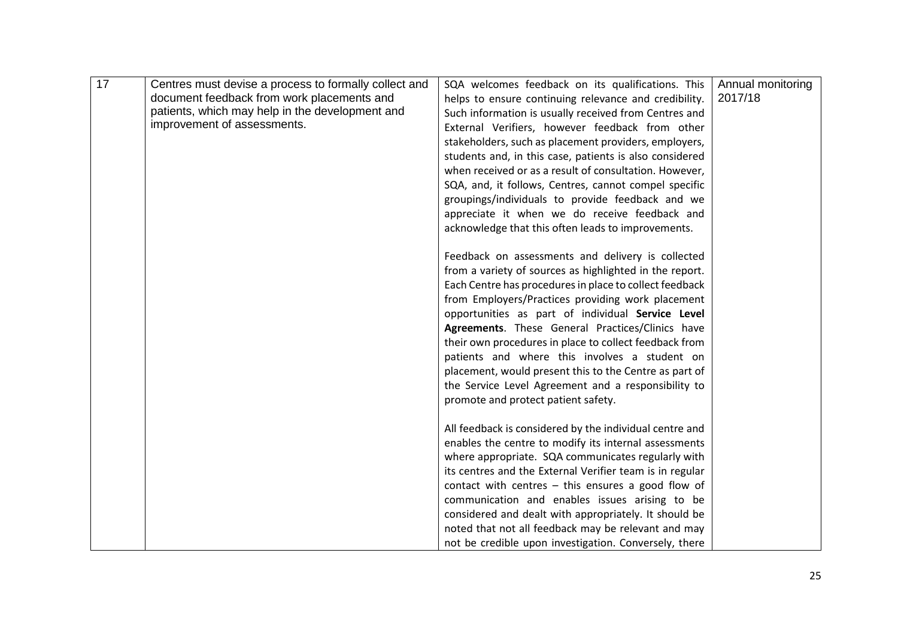| 17 | Centres must devise a process to formally collect and document feedback from work placements and patients, which may help in the development and improvement of assessments. | SQA welcomes feedback on its qualifications. This helps to ensure continuing relevance and credibility. Such information is usually received from Centres and External Verifiers, however feedback from other stakeholders, such as placement providers, employers, students and, in this case, patients is also considered when received or as a result of consultation. However, SQA, and, it follows, Centres, cannot compel specific groupings/individuals to provide feedback and we appreciate it when we do receive feedback and acknowledge that this often leads to improvements.<br><br>Feedback on assessments and delivery is collected from a variety of sources as highlighted in the report. Each Centre has procedures in place to collect feedback from Employers/Practices providing work placement opportunities as part of individual **Service Level Agreements**. These General Practices/Clinics have their own procedures in place to collect feedback from patients and where this involves a student on placement, would present this to the Centre as part of the Service Level Agreement and a responsibility to promote and protect patient safety.<br><br>All feedback is considered by the individual centre and enables the centre to modify its internal assessments where appropriate. SQA communicates regularly with its centres and the External Verifier team is in regular contact with centres – this ensures a good flow of communication and enables issues arising to be considered and dealt with appropriately. It should be noted that not all feedback may be relevant and may not be credible upon investigation. Conversely, there | Annual monitoring 2017/18 |
|---|---|---|---|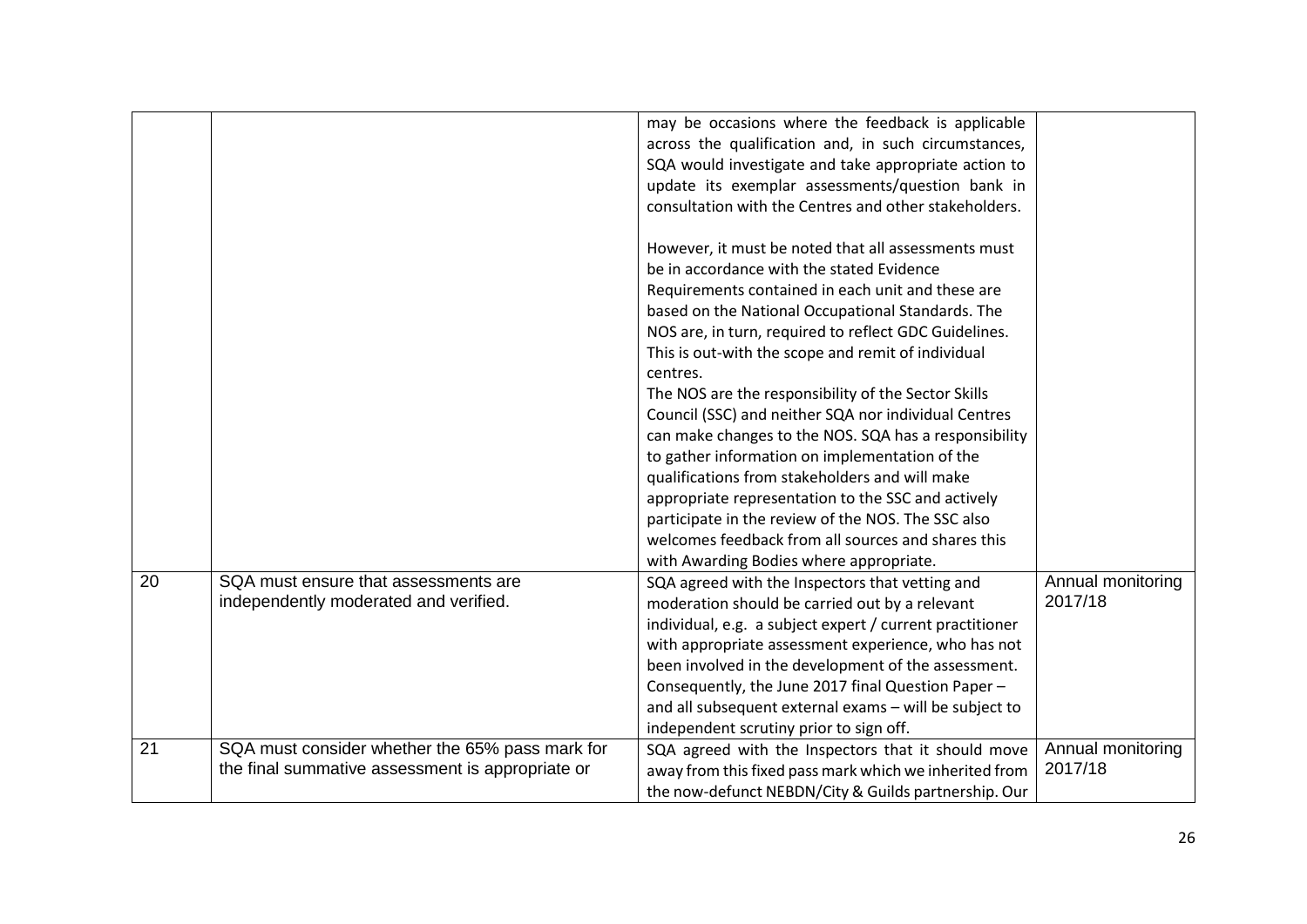| | | | |
|---|---|---|---|
| | | may be occasions where the feedback is applicable across the qualification and, in such circumstances, SQA would investigate and take appropriate action to update its exemplar assessments/question bank in consultation with the Centres and other stakeholders.<br><br>However, it must be noted that all assessments must be in accordance with the stated Evidence Requirements contained in each unit and these are based on the National Occupational Standards. The NOS are, in turn, required to reflect GDC Guidelines. This is out-with the scope and remit of individual centres.<br>The NOS are the responsibility of the Sector Skills Council (SSC) and neither SQA nor individual Centres can make changes to the NOS. SQA has a responsibility to gather information on implementation of the qualifications from stakeholders and will make appropriate representation to the SSC and actively participate in the review of the NOS. The SSC also welcomes feedback from all sources and shares this with Awarding Bodies where appropriate. | |
| 20 | SQA must ensure that assessments are independently moderated and verified. | SQA agreed with the Inspectors that vetting and moderation should be carried out by a relevant individual, e.g. a subject expert / current practitioner with appropriate assessment experience, who has not been involved in the development of the assessment. Consequently, the June 2017 final Question Paper – and all subsequent external exams – will be subject to independent scrutiny prior to sign off. | Annual monitoring 2017/18 |
| 21 | SQA must consider whether the 65% pass mark for the final summative assessment is appropriate or | SQA agreed with the Inspectors that it should move away from this fixed pass mark which we inherited from the now-defunct NEBDN/City & Guilds partnership. Our | Annual monitoring 2017/18 |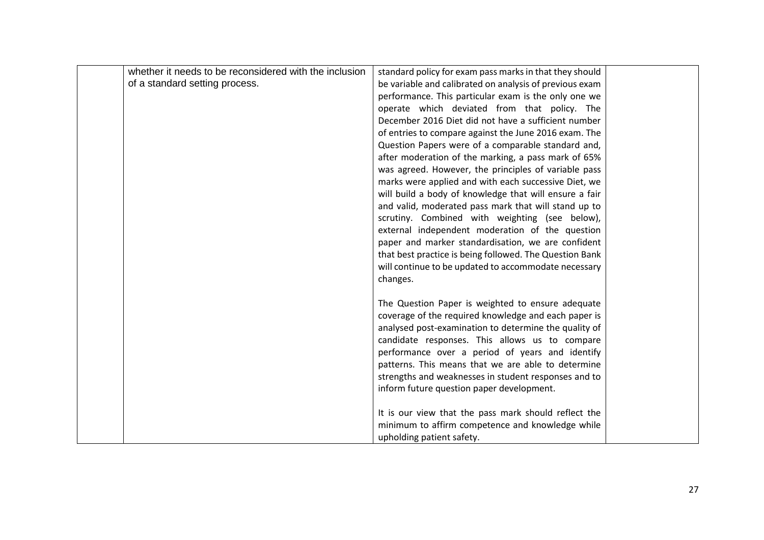| | | | |
|---|---|---|---|
| | whether it needs to be reconsidered with the inclusion of a standard setting process. | standard policy for exam pass marks in that they should be variable and calibrated on analysis of previous exam performance. This particular exam is the only one we operate which deviated from that policy. The December 2016 Diet did not have a sufficient number of entries to compare against the June 2016 exam. The Question Papers were of a comparable standard and, after moderation of the marking, a pass mark of 65% was agreed. However, the principles of variable pass marks were applied and with each successive Diet, we will build a body of knowledge that will ensure a fair and valid, moderated pass mark that will stand up to scrutiny. Combined with weighting (see below), external independent moderation of the question paper and marker standardisation, we are confident that best practice is being followed. The Question Bank will continue to be updated to accommodate necessary changes.<br><br>The Question Paper is weighted to ensure adequate coverage of the required knowledge and each paper is analysed post-examination to determine the quality of candidate responses. This allows us to compare performance over a period of years and identify patterns. This means that we are able to determine strengths and weaknesses in student responses and to inform future question paper development.<br><br>It is our view that the pass mark should reflect the minimum to affirm competence and knowledge while upholding patient safety. | |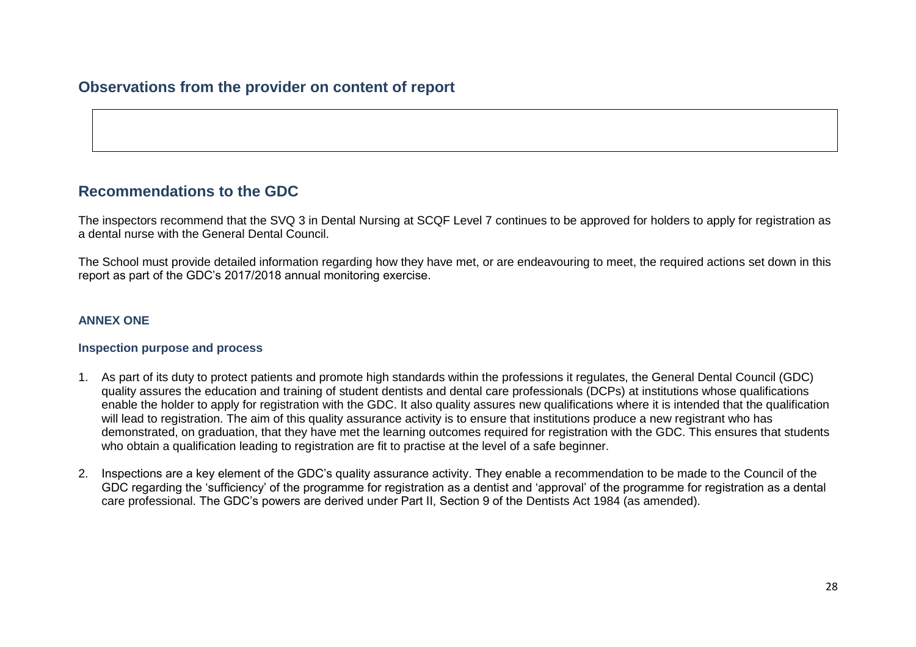## Observations from the provider on content of report

| |
|---|
| |

## Recommendations to the GDC

The inspectors recommend that the SVQ 3 in Dental Nursing at SCQF Level 7 continues to be approved for holders to apply for registration as a dental nurse with the General Dental Council.

The School must provide detailed information regarding how they have met, or are endeavouring to meet, the required actions set down in this report as part of the GDC's 2017/2018 annual monitoring exercise.

### ANNEX ONE

#### Inspection purpose and process

1. As part of its duty to protect patients and promote high standards within the professions it regulates, the General Dental Council (GDC) quality assures the education and training of student dentists and dental care professionals (DCPs) at institutions whose qualifications enable the holder to apply for registration with the GDC. It also quality assures new qualifications where it is intended that the qualification will lead to registration. The aim of this quality assurance activity is to ensure that institutions produce a new registrant who has demonstrated, on graduation, that they have met the learning outcomes required for registration with the GDC. This ensures that students who obtain a qualification leading to registration are fit to practise at the level of a safe beginner.

2. Inspections are a key element of the GDC's quality assurance activity. They enable a recommendation to be made to the Council of the GDC regarding the 'sufficiency' of the programme for registration as a dentist and 'approval' of the programme for registration as a dental care professional. The GDC's powers are derived under Part II, Section 9 of the Dentists Act 1984 (as amended).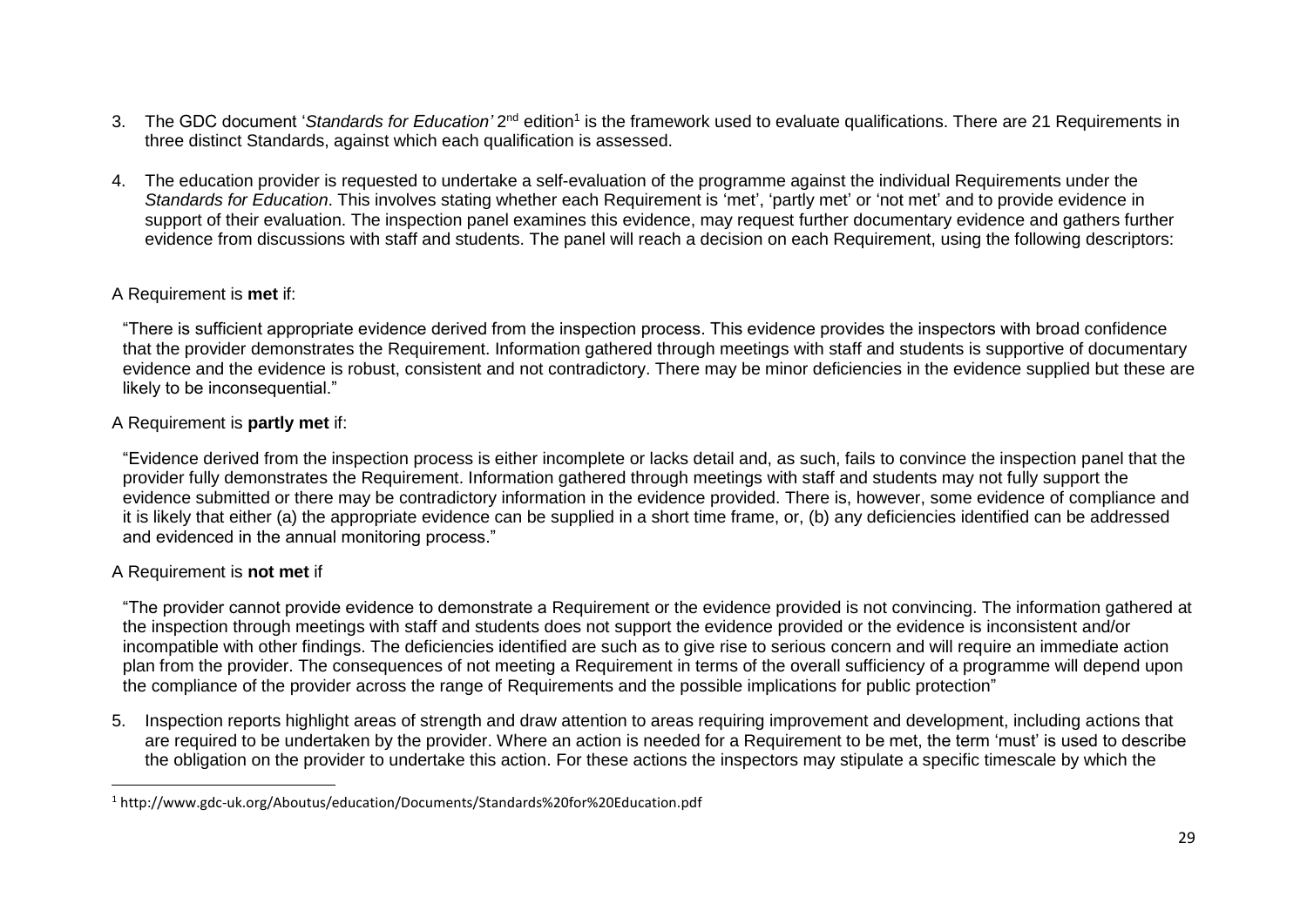3. The GDC document '*Standards for Education'* 2nd edition[1] is the framework used to evaluate qualifications. There are 21 Requirements in three distinct Standards, against which each qualification is assessed.

4. The education provider is requested to undertake a self-evaluation of the programme against the individual Requirements under the *Standards for Education*. This involves stating whether each Requirement is 'met', 'partly met' or 'not met' and to provide evidence in support of their evaluation. The inspection panel examines this evidence, may request further documentary evidence and gathers further evidence from discussions with staff and students. The panel will reach a decision on each Requirement, using the following descriptors:

A Requirement is **met** if:

> "There is sufficient appropriate evidence derived from the inspection process. This evidence provides the inspectors with broad confidence that the provider demonstrates the Requirement. Information gathered through meetings with staff and students is supportive of documentary evidence and the evidence is robust, consistent and not contradictory. There may be minor deficiencies in the evidence supplied but these are likely to be inconsequential."

A Requirement is **partly met** if:

> "Evidence derived from the inspection process is either incomplete or lacks detail and, as such, fails to convince the inspection panel that the provider fully demonstrates the Requirement. Information gathered through meetings with staff and students may not fully support the evidence submitted or there may be contradictory information in the evidence provided. There is, however, some evidence of compliance and it is likely that either (a) the appropriate evidence can be supplied in a short time frame, or, (b) any deficiencies identified can be addressed and evidenced in the annual monitoring process."

A Requirement is **not met** if

> "The provider cannot provide evidence to demonstrate a Requirement or the evidence provided is not convincing. The information gathered at the inspection through meetings with staff and students does not support the evidence provided or the evidence is inconsistent and/or incompatible with other findings. The deficiencies identified are such as to give rise to serious concern and will require an immediate action plan from the provider. The consequences of not meeting a Requirement in terms of the overall sufficiency of a programme will depend upon the compliance of the provider across the range of Requirements and the possible implications for public protection"

5. Inspection reports highlight areas of strength and draw attention to areas requiring improvement and development, including actions that are required to be undertaken by the provider. Where an action is needed for a Requirement to be met, the term 'must' is used to describe the obligation on the provider to undertake this action. For these actions the inspectors may stipulate a specific timescale by which the

---

[1] http://www.gdc-uk.org/Aboutus/education/Documents/Standards%20for%20Education.pdf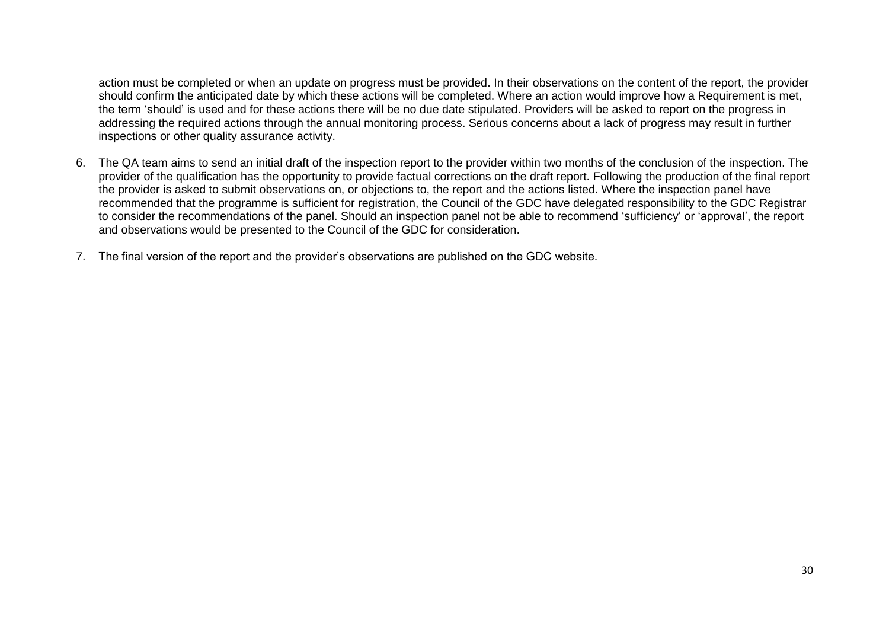action must be completed or when an update on progress must be provided. In their observations on the content of the report, the provider should confirm the anticipated date by which these actions will be completed. Where an action would improve how a Requirement is met, the term 'should' is used and for these actions there will be no due date stipulated. Providers will be asked to report on the progress in addressing the required actions through the annual monitoring process. Serious concerns about a lack of progress may result in further inspections or other quality assurance activity.

6. The QA team aims to send an initial draft of the inspection report to the provider within two months of the conclusion of the inspection. The provider of the qualification has the opportunity to provide factual corrections on the draft report. Following the production of the final report the provider is asked to submit observations on, or objections to, the report and the actions listed. Where the inspection panel have recommended that the programme is sufficient for registration, the Council of the GDC have delegated responsibility to the GDC Registrar to consider the recommendations of the panel. Should an inspection panel not be able to recommend 'sufficiency' or 'approval', the report and observations would be presented to the Council of the GDC for consideration.

7. The final version of the report and the provider's observations are published on the GDC website.